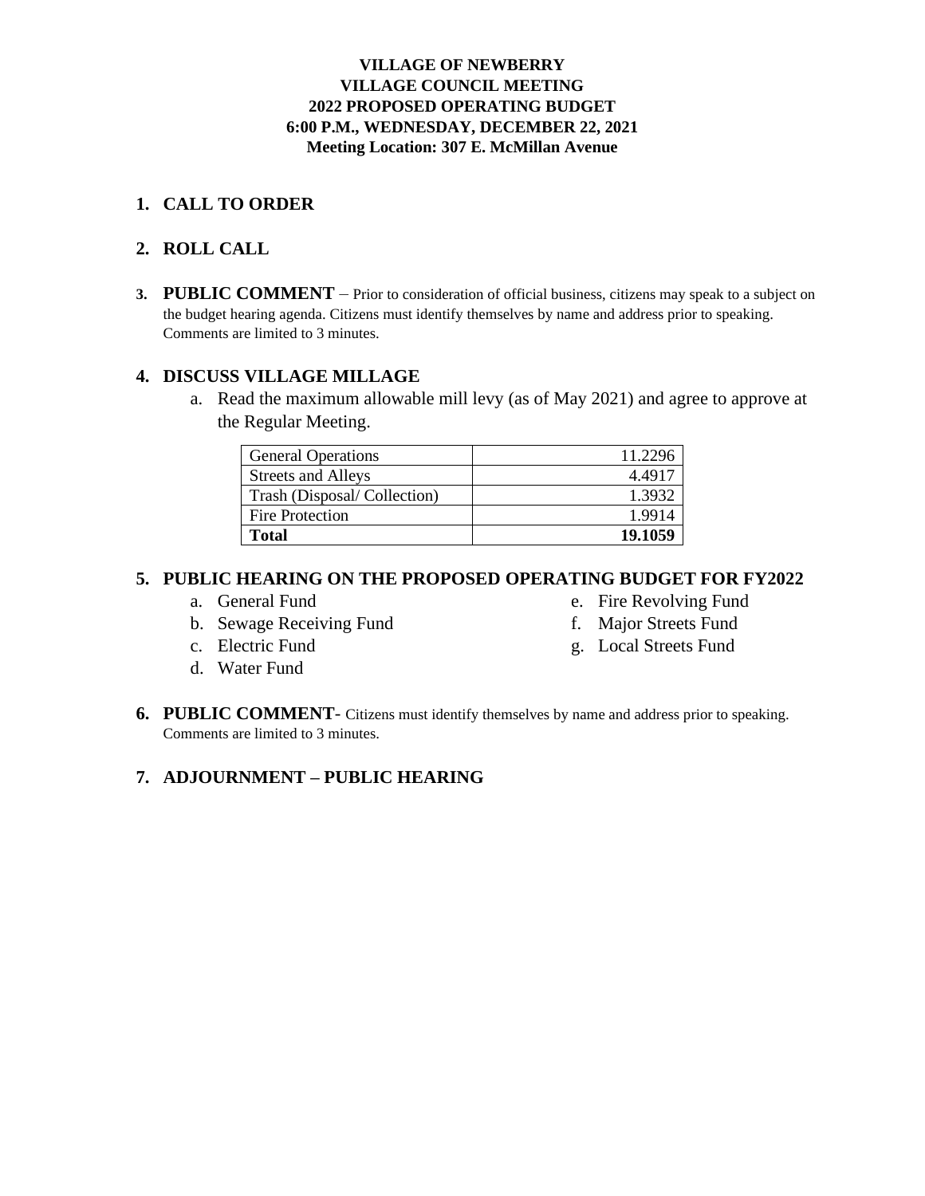**VILLAGE OF NEWBERRY**
**VILLAGE COUNCIL MEETING**
**2022 PROPOSED OPERATING BUDGET**
**6:00 P.M., WEDNESDAY, DECEMBER 22, 2021**
**Meeting Location: 307 E. McMillan Avenue**

1. **CALL TO ORDER**

2. **ROLL CALL**

3. **PUBLIC COMMENT** – Prior to consideration of official business, citizens may speak to a subject on the budget hearing agenda. Citizens must identify themselves by name and address prior to speaking. Comments are limited to 3 minutes.

4. **DISCUSS VILLAGE MILLAGE**
   a. Read the maximum allowable mill levy (as of May 2021) and agree to approve at the Regular Meeting.

| | |
|---|---:|
| General Operations | 11.2296 |
| Streets and Alleys | 4.4917 |
| Trash (Disposal/ Collection) | 1.3932 |
| Fire Protection | 1.9914 |
| **Total** | **19.1059** |

5. **PUBLIC HEARING ON THE PROPOSED OPERATING BUDGET FOR FY2022**
   a. General Fund
   b. Sewage Receiving Fund
   c. Electric Fund
   d. Water Fund
   e. Fire Revolving Fund
   f. Major Streets Fund
   g. Local Streets Fund

6. **PUBLIC COMMENT**- Citizens must identify themselves by name and address prior to speaking. Comments are limited to 3 minutes.

7. **ADJOURNMENT – PUBLIC HEARING**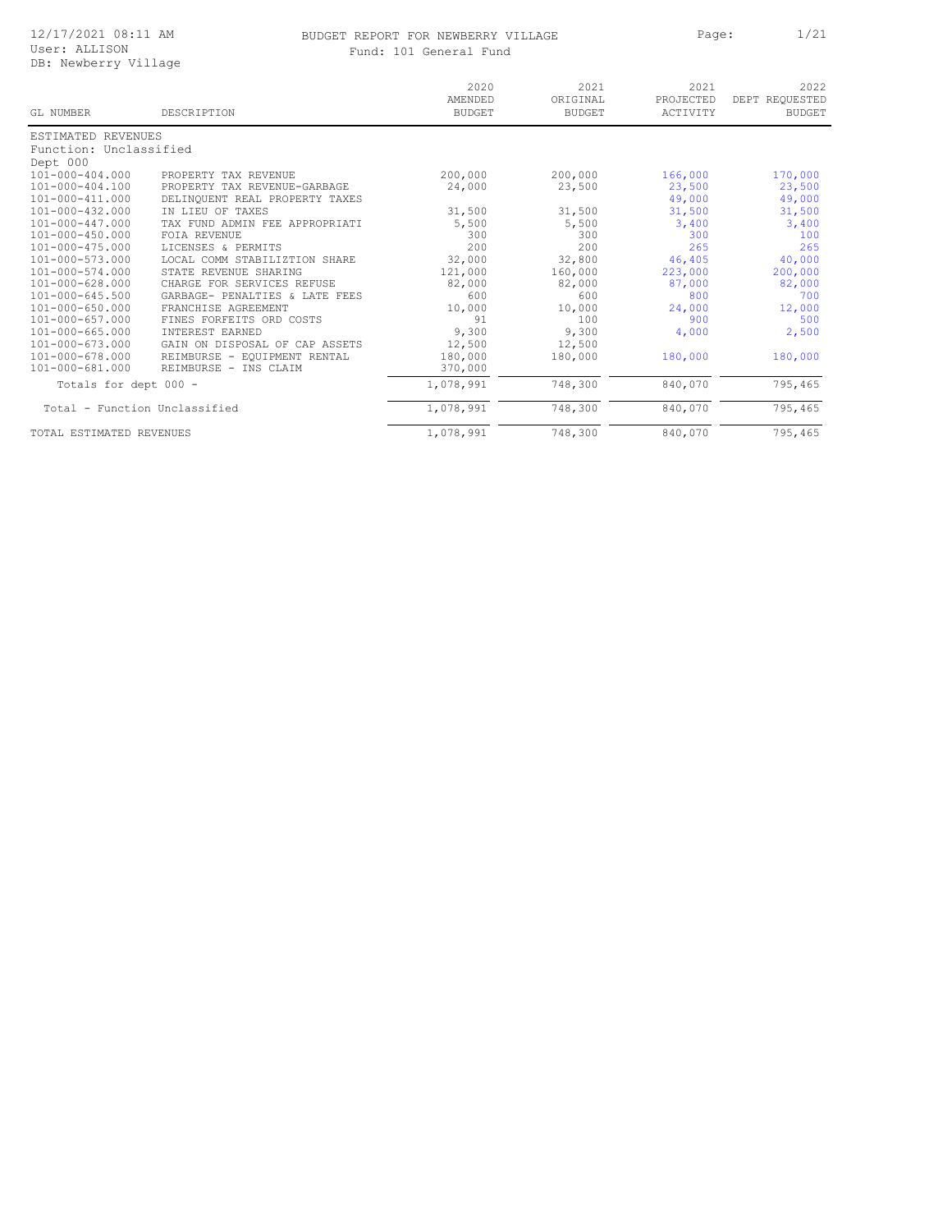# BUDGET REPORT FOR NEWBERRY VILLAGE

Fund: 101 General Fund

12/17/2021 08:11 AM
User: ALLISON
DB: Newberry Village

| GL NUMBER | DESCRIPTION | 2020 AMENDED BUDGET | 2021 ORIGINAL BUDGET | 2021 PROJECTED ACTIVITY | 2022 DEPT REQUESTED BUDGET |
|---|---|---|---|---|---|
| ESTIMATED REVENUES | | | | | |
| Function: Unclassified | | | | | |
| Dept 000 | | | | | |
| 101-000-404.000 | PROPERTY TAX REVENUE | 200,000 | 200,000 | 166,000 | 170,000 |
| 101-000-404.100 | PROPERTY TAX REVENUE-GARBAGE | 24,000 | 23,500 | 23,500 | 23,500 |
| 101-000-411.000 | DELINQUENT REAL PROPERTY TAXES | | | 49,000 | 49,000 |
| 101-000-432.000 | IN LIEU OF TAXES | 31,500 | 31,500 | 31,500 | 31,500 |
| 101-000-447.000 | TAX FUND ADMIN FEE APPROPRIATI | 5,500 | 5,500 | 3,400 | 3,400 |
| 101-000-450.000 | FOIA REVENUE | 300 | 300 | 300 | 100 |
| 101-000-475.000 | LICENSES & PERMITS | 200 | 200 | 265 | 265 |
| 101-000-573.000 | LOCAL COMM STABILIZTION SHARE | 32,000 | 32,800 | 46,405 | 40,000 |
| 101-000-574.000 | STATE REVENUE SHARING | 121,000 | 160,000 | 223,000 | 200,000 |
| 101-000-628.000 | CHARGE FOR SERVICES REFUSE | 82,000 | 82,000 | 87,000 | 82,000 |
| 101-000-645.500 | GARBAGE- PENALTIES & LATE FEES | 600 | 600 | 800 | 700 |
| 101-000-650.000 | FRANCHISE AGREEMENT | 10,000 | 10,000 | 24,000 | 12,000 |
| 101-000-657.000 | FINES FORFEITS ORD COSTS | 91 | 100 | 900 | 500 |
| 101-000-665.000 | INTEREST EARNED | 9,300 | 9,300 | 4,000 | 2,500 |
| 101-000-673.000 | GAIN ON DISPOSAL OF CAP ASSETS | 12,500 | 12,500 | | |
| 101-000-678.000 | REIMBURSE - EQUIPMENT RENTAL | 180,000 | 180,000 | 180,000 | 180,000 |
| 101-000-681.000 | REIMBURSE - INS CLAIM | 370,000 | | | |
| Totals for dept 000 - | | 1,078,991 | 748,300 | 840,070 | 795,465 |
| Total - Function Unclassified | | 1,078,991 | 748,300 | 840,070 | 795,465 |
| TOTAL ESTIMATED REVENUES | | 1,078,991 | 748,300 | 840,070 | 795,465 |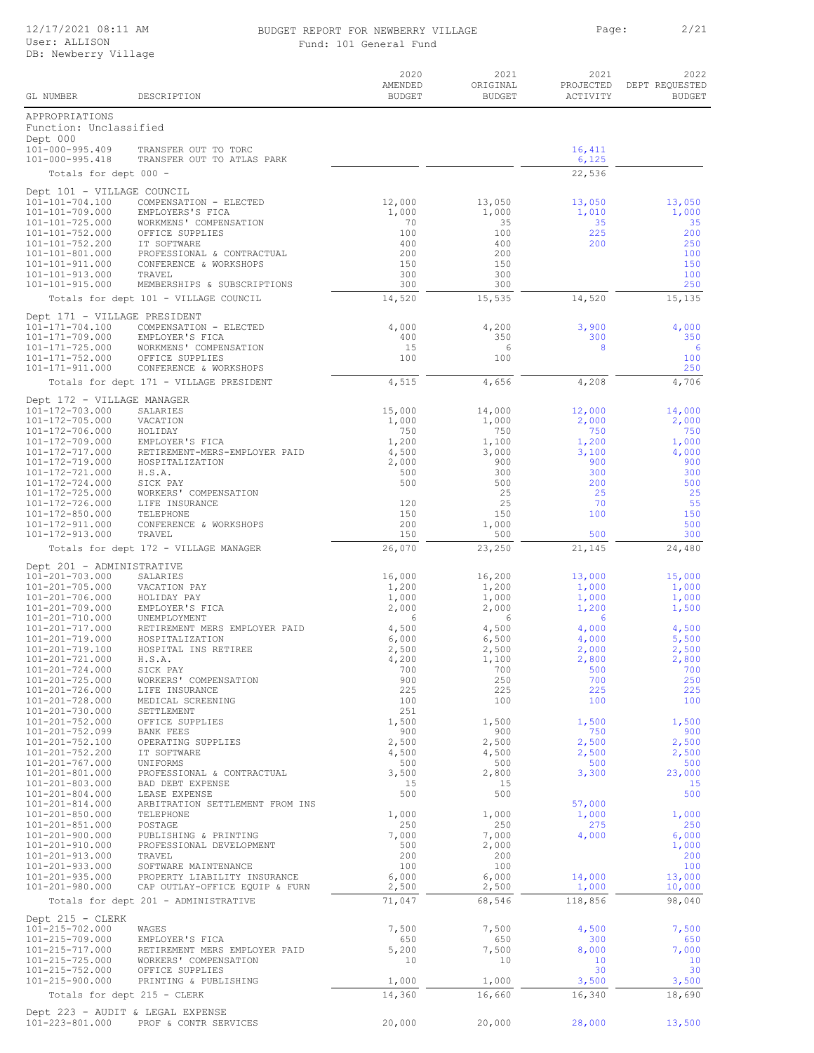BUDGET REPORT FOR NEWBERRY VILLAGE

Fund: 101 General Fund

| GL NUMBER | DESCRIPTION | 2020 AMENDED BUDGET | 2021 ORIGINAL BUDGET | 2021 PROJECTED ACTIVITY | 2022 DEPT REQUESTED BUDGET |
|---|---|---|---|---|---|
| **APPROPRIATIONS** | | | | | |
| Function: Unclassified | | | | | |
| Dept 000 | | | | | |
| 101-000-995.409 | TRANSFER OUT TO TORC | | | 16,411 | |
| 101-000-995.418 | TRANSFER OUT TO ATLAS PARK | | | 6,125 | |
| | Totals for dept 000 - | | | 22,536 | |
| Dept 101 - VILLAGE COUNCIL | | | | | |
| 101-101-704.100 | COMPENSATION - ELECTED | 12,000 | 13,050 | 13,050 | 13,050 |
| 101-101-709.000 | EMPLOYERS'S FICA | 1,000 | 1,000 | 1,010 | 1,000 |
| 101-101-725.000 | WORKMENS' COMPENSATION | 70 | 35 | 35 | 35 |
| 101-101-752.000 | OFFICE SUPPLIES | 100 | 100 | 225 | 200 |
| 101-101-752.200 | IT SOFTWARE | 400 | 400 | 200 | 250 |
| 101-101-801.000 | PROFESSIONAL & CONTRACTUAL | 200 | 200 | | 100 |
| 101-101-911.000 | CONFERENCE & WORKSHOPS | 150 | 150 | | 150 |
| 101-101-913.000 | TRAVEL | 300 | 300 | | 100 |
| 101-101-915.000 | MEMBERSHIPS & SUBSCRIPTIONS | 300 | 300 | | 250 |
| | Totals for dept 101 - VILLAGE COUNCIL | 14,520 | 15,535 | 14,520 | 15,135 |
| Dept 171 - VILLAGE PRESIDENT | | | | | |
| 101-171-704.100 | COMPENSATION - ELECTED | 4,000 | 4,200 | 3,900 | 4,000 |
| 101-171-709.000 | EMPLOYER'S FICA | 400 | 350 | 300 | 350 |
| 101-171-725.000 | WORKMENS' COMPENSATION | 15 | 6 | 8 | 6 |
| 101-171-752.000 | OFFICE SUPPLIES | 100 | 100 | | 100 |
| 101-171-911.000 | CONFERENCE & WORKSHOPS | | | | 250 |
| | Totals for dept 171 - VILLAGE PRESIDENT | 4,515 | 4,656 | 4,208 | 4,706 |
| Dept 172 - VILLAGE MANAGER | | | | | |
| 101-172-703.000 | SALARIES | 15,000 | 14,000 | 12,000 | 14,000 |
| 101-172-705.000 | VACATION | 1,000 | 1,000 | 2,000 | 2,000 |
| 101-172-706.000 | HOLIDAY | 750 | 750 | 750 | 750 |
| 101-172-709.000 | EMPLOYER'S FICA | 1,200 | 1,100 | 1,200 | 1,000 |
| 101-172-717.000 | RETIREMENT-MERS-EMPLOYER PAID | 4,500 | 3,000 | 3,100 | 4,000 |
| 101-172-719.000 | HOSPITALIZATION | 2,000 | 900 | 900 | 900 |
| 101-172-721.000 | H.S.A. | 500 | 300 | 300 | 300 |
| 101-172-724.000 | SICK PAY | 500 | 500 | 200 | 500 |
| 101-172-725.000 | WORKERS' COMPENSATION | | 25 | 25 | 25 |
| 101-172-726.000 | LIFE INSURANCE | 120 | 25 | 70 | 55 |
| 101-172-850.000 | TELEPHONE | 150 | 150 | 100 | 150 |
| 101-172-911.000 | CONFERENCE & WORKSHOPS | 200 | 1,000 | | 500 |
| 101-172-913.000 | TRAVEL | 150 | 500 | 500 | 300 |
| | Totals for dept 172 - VILLAGE MANAGER | 26,070 | 23,250 | 21,145 | 24,480 |
| Dept 201 - ADMINISTRATIVE | | | | | |
| 101-201-703.000 | SALARIES | 16,000 | 16,200 | 13,000 | 15,000 |
| 101-201-705.000 | VACATION PAY | 1,200 | 1,200 | 1,000 | 1,000 |
| 101-201-706.000 | HOLIDAY PAY | 1,000 | 1,000 | 1,000 | 1,000 |
| 101-201-709.000 | EMPLOYER'S FICA | 2,000 | 2,000 | 1,200 | 1,500 |
| 101-201-710.000 | UNEMPLOYMENT | 6 | 6 | 6 | |
| 101-201-717.000 | RETIREMENT MERS EMPLOYER PAID | 4,500 | 4,500 | 4,000 | 4,500 |
| 101-201-719.000 | HOSPITALIZATION | 6,000 | 6,500 | 4,000 | 5,500 |
| 101-201-719.100 | HOSPITAL INS RETIREE | 2,500 | 2,500 | 2,000 | 2,500 |
| 101-201-721.000 | H.S.A. | 4,200 | 1,100 | 2,800 | 2,800 |
| 101-201-724.000 | SICK PAY | 700 | 700 | 500 | 700 |
| 101-201-725.000 | WORKERS' COMPENSATION | 900 | 250 | 700 | 250 |
| 101-201-726.000 | LIFE INSURANCE | 225 | 225 | 225 | 225 |
| 101-201-728.000 | MEDICAL SCREENING | 100 | 100 | 100 | 100 |
| 101-201-730.000 | SETTLEMENT | 251 | | | |
| 101-201-752.000 | OFFICE SUPPLIES | 1,500 | 1,500 | 1,500 | 1,500 |
| 101-201-752.099 | BANK FEES | 900 | 900 | 750 | 900 |
| 101-201-752.100 | OPERATING SUPPLIES | 2,500 | 2,500 | 2,500 | 2,500 |
| 101-201-752.200 | IT SOFTWARE | 4,500 | 4,500 | 2,500 | 2,500 |
| 101-201-767.000 | UNIFORMS | 500 | 500 | 500 | 500 |
| 101-201-801.000 | PROFESSIONAL & CONTRACTUAL | 3,500 | 2,800 | 3,300 | 23,000 |
| 101-201-803.000 | BAD DEBT EXPENSE | 15 | 15 | | 15 |
| 101-201-804.000 | LEASE EXPENSE | 500 | 500 | | 500 |
| 101-201-814.000 | ARBITRATION SETTLEMENT FROM INS | | | 57,000 | |
| 101-201-850.000 | TELEPHONE | 1,000 | 1,000 | 1,000 | 1,000 |
| 101-201-851.000 | POSTAGE | 250 | 250 | 275 | 250 |
| 101-201-900.000 | PUBLISHING & PRINTING | 7,000 | 7,000 | 4,000 | 6,000 |
| 101-201-910.000 | PROFESSIONAL DEVELOPMENT | 500 | 2,000 | | 1,000 |
| 101-201-913.000 | TRAVEL | 200 | 200 | | 200 |
| 101-201-933.000 | SOFTWARE MAINTENANCE | 100 | 100 | | 100 |
| 101-201-935.000 | PROPERTY LIABILITY INSURANCE | 6,000 | 6,000 | 14,000 | 13,000 |
| 101-201-980.000 | CAP OUTLAY-OFFICE EQUIP & FURN | 2,500 | 2,500 | 1,000 | 10,000 |
| | Totals for dept 201 - ADMINISTRATIVE | 71,047 | 68,546 | 118,856 | 98,040 |
| Dept 215 - CLERK | | | | | |
| 101-215-702.000 | WAGES | 7,500 | 7,500 | 4,500 | 7,500 |
| 101-215-709.000 | EMPLOYER'S FICA | 650 | 650 | 300 | 650 |
| 101-215-717.000 | RETIREMENT MERS EMPLOYER PAID | 5,200 | 7,500 | 8,000 | 7,000 |
| 101-215-725.000 | WORKERS' COMPENSATION | 10 | 10 | 10 | 10 |
| 101-215-752.000 | OFFICE SUPPLIES | | | 30 | 30 |
| 101-215-900.000 | PRINTING & PUBLISHING | 1,000 | 1,000 | 3,500 | 3,500 |
| | Totals for dept 215 - CLERK | 14,360 | 16,660 | 16,340 | 18,690 |
| Dept 223 - AUDIT & LEGAL EXPENSE | | | | | |
| 101-223-801.000 | PROF & CONTR SERVICES | 20,000 | 20,000 | 28,000 | 13,500 |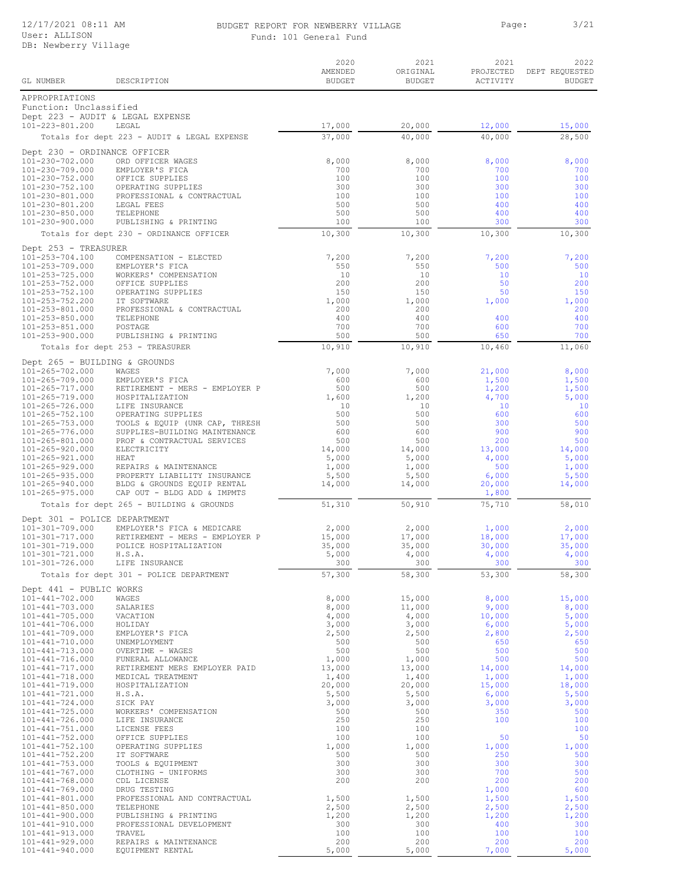BUDGET REPORT FOR NEWBERRY VILLAGE

Fund: 101 General Fund

12/17/2021 08:11 AM
User: ALLISON
DB: Newberry Village

| GL NUMBER | DESCRIPTION | 2020 AMENDED BUDGET | 2021 ORIGINAL BUDGET | 2021 PROJECTED ACTIVITY | 2022 DEPT REQUESTED BUDGET |
|---|---|---|---|---|---|
| APPROPRIATIONS | | | | | |
| Function: Unclassified | | | | | |
| Dept 223 - AUDIT & LEGAL EXPENSE | | | | | |
| 101-223-801.200 | LEGAL | 17,000 | 20,000 | 12,000 | 15,000 |
| | Totals for dept 223 - AUDIT & LEGAL EXPENSE | 37,000 | 40,000 | 40,000 | 28,500 |
| Dept 230 - ORDINANCE OFFICER | | | | | |
| 101-230-702.000 | ORD OFFICER WAGES | 8,000 | 8,000 | 8,000 | 8,000 |
| 101-230-709.000 | EMPLOYER'S FICA | 700 | 700 | 700 | 700 |
| 101-230-752.000 | OFFICE SUPPLIES | 100 | 100 | 100 | 100 |
| 101-230-752.100 | OPERATING SUPPLIES | 300 | 300 | 300 | 300 |
| 101-230-801.000 | PROFESSIONAL & CONTRACTUAL | 100 | 100 | 100 | 100 |
| 101-230-801.200 | LEGAL FEES | 500 | 500 | 400 | 400 |
| 101-230-850.000 | TELEPHONE | 500 | 500 | 400 | 400 |
| 101-230-900.000 | PUBLISHING & PRINTING | 100 | 100 | 300 | 300 |
| | Totals for dept 230 - ORDINANCE OFFICER | 10,300 | 10,300 | 10,300 | 10,300 |
| Dept 253 - TREASURER | | | | | |
| 101-253-704.100 | COMPENSATION - ELECTED | 7,200 | 7,200 | 7,200 | 7,200 |
| 101-253-709.000 | EMPLOYER'S FICA | 550 | 550 | 500 | 500 |
| 101-253-725.000 | WORKERS' COMPENSATION | 10 | 10 | 10 | 10 |
| 101-253-752.000 | OFFICE SUPPLIES | 200 | 200 | 50 | 200 |
| 101-253-752.100 | OPERATING SUPPLIES | 150 | 150 | 50 | 150 |
| 101-253-752.200 | IT SOFTWARE | 1,000 | 1,000 | 1,000 | 1,000 |
| 101-253-801.000 | PROFESSIONAL & CONTRACTUAL | 200 | 200 | | 200 |
| 101-253-850.000 | TELEPHONE | 400 | 400 | 400 | 400 |
| 101-253-851.000 | POSTAGE | 700 | 700 | 600 | 700 |
| 101-253-900.000 | PUBLISHING & PRINTING | 500 | 500 | 650 | 700 |
| | Totals for dept 253 - TREASURER | 10,910 | 10,910 | 10,460 | 11,060 |
| Dept 265 - BUILDING & GROUNDS | | | | | |
| 101-265-702.000 | WAGES | 7,000 | 7,000 | 21,000 | 8,000 |
| 101-265-709.000 | EMPLOYER'S FICA | 600 | 600 | 1,500 | 1,500 |
| 101-265-717.000 | RETIREMENT - MERS - EMPLOYER P | 500 | 500 | 1,200 | 1,500 |
| 101-265-719.000 | HOSPITALIZATION | 1,600 | 1,200 | 4,700 | 5,000 |
| 101-265-726.000 | LIFE INSURANCE | 10 | 10 | 10 | 10 |
| 101-265-752.100 | OPERATING SUPPLIES | 500 | 500 | 600 | 600 |
| 101-265-753.000 | TOOLS & EQUIP (UNR CAP, THRESH | 500 | 500 | 300 | 500 |
| 101-265-776.000 | SUPPLIES-BUILDING MAINTENANCE | 600 | 600 | 900 | 900 |
| 101-265-801.000 | PROF & CONTRACTUAL SERVICES | 500 | 500 | 200 | 500 |
| 101-265-920.000 | ELECTRICITY | 14,000 | 14,000 | 13,000 | 14,000 |
| 101-265-921.000 | HEAT | 5,000 | 5,000 | 4,000 | 5,000 |
| 101-265-929.000 | REPAIRS & MAINTENANCE | 1,000 | 1,000 | 500 | 1,000 |
| 101-265-935.000 | PROPERTY LIABILITY INSURANCE | 5,500 | 5,500 | 6,000 | 5,500 |
| 101-265-940.000 | BLDG & GROUNDS EQUIP RENTAL | 14,000 | 14,000 | 20,000 | 14,000 |
| 101-265-975.000 | CAP OUT - BLDG ADD & IMPMTS | | | 1,800 | |
| | Totals for dept 265 - BUILDING & GROUNDS | 51,310 | 50,910 | 75,710 | 58,010 |
| Dept 301 - POLICE DEPARTMENT | | | | | |
| 101-301-709.000 | EMPLOYER'S FICA & MEDICARE | 2,000 | 2,000 | 1,000 | 2,000 |
| 101-301-717.000 | RETIREMENT - MERS - EMPLOYER P | 15,000 | 17,000 | 18,000 | 17,000 |
| 101-301-719.000 | POLICE HOSPITALIZATION | 35,000 | 35,000 | 30,000 | 35,000 |
| 101-301-721.000 | H.S.A. | 5,000 | 4,000 | 4,000 | 4,000 |
| 101-301-726.000 | LIFE INSURANCE | 300 | 300 | 300 | 300 |
| | Totals for dept 301 - POLICE DEPARTMENT | 57,300 | 58,300 | 53,300 | 58,300 |
| Dept 441 - PUBLIC WORKS | | | | | |
| 101-441-702.000 | WAGES | 8,000 | 15,000 | 8,000 | 15,000 |
| 101-441-703.000 | SALARIES | 8,000 | 11,000 | 9,000 | 8,000 |
| 101-441-705.000 | VACATION | 4,000 | 4,000 | 10,000 | 5,000 |
| 101-441-706.000 | HOLIDAY | 3,000 | 3,000 | 6,000 | 5,000 |
| 101-441-709.000 | EMPLOYER'S FICA | 2,500 | 2,500 | 2,800 | 2,500 |
| 101-441-710.000 | UNEMPLOYMENT | 500 | 500 | 650 | 650 |
| 101-441-713.000 | OVERTIME - WAGES | 500 | 500 | 500 | 500 |
| 101-441-716.000 | FUNERAL ALLOWANCE | 1,000 | 1,000 | 500 | 500 |
| 101-441-717.000 | RETIREMENT MERS EMPLOYER PAID | 13,000 | 13,000 | 14,000 | 14,000 |
| 101-441-718.000 | MEDICAL TREATMENT | 1,400 | 1,400 | 1,000 | 1,000 |
| 101-441-719.000 | HOSPITALIZATION | 20,000 | 20,000 | 15,000 | 18,000 |
| 101-441-721.000 | H.S.A. | 5,500 | 5,500 | 6,000 | 5,500 |
| 101-441-724.000 | SICK PAY | 3,000 | 3,000 | 3,000 | 3,000 |
| 101-441-725.000 | WORKERS' COMPENSATION | 500 | 500 | 350 | 500 |
| 101-441-726.000 | LIFE INSURANCE | 250 | 250 | 100 | 100 |
| 101-441-751.000 | LICENSE FEES | 100 | 100 | | 100 |
| 101-441-752.000 | OFFICE SUPPLIES | 100 | 100 | 50 | 50 |
| 101-441-752.100 | OPERATING SUPPLIES | 1,000 | 1,000 | 1,000 | 1,000 |
| 101-441-752.200 | IT SOFTWARE | 500 | 500 | 250 | 500 |
| 101-441-753.000 | TOOLS & EQUIPMENT | 300 | 300 | 300 | 300 |
| 101-441-767.000 | CLOTHING - UNIFORMS | 300 | 300 | 700 | 500 |
| 101-441-768.000 | CDL LICENSE | 200 | 200 | 200 | 200 |
| 101-441-769.000 | DRUG TESTING | | | 1,000 | 600 |
| 101-441-801.000 | PROFESSIONAL AND CONTRACTUAL | 1,500 | 1,500 | 1,500 | 1,500 |
| 101-441-850.000 | TELEPHONE | 2,500 | 2,500 | 2,500 | 2,500 |
| 101-441-900.000 | PUBLISHING & PRINTING | 1,200 | 1,200 | 1,200 | 1,200 |
| 101-441-910.000 | PROFESSIONAL DEVELOPMENT | 300 | 300 | 400 | 300 |
| 101-441-913.000 | TRAVEL | 100 | 100 | 100 | 100 |
| 101-441-929.000 | REPAIRS & MAINTENANCE | 200 | 200 | 200 | 200 |
| 101-441-940.000 | EQUIPMENT RENTAL | 5,000 | 5,000 | 7,000 | 5,000 |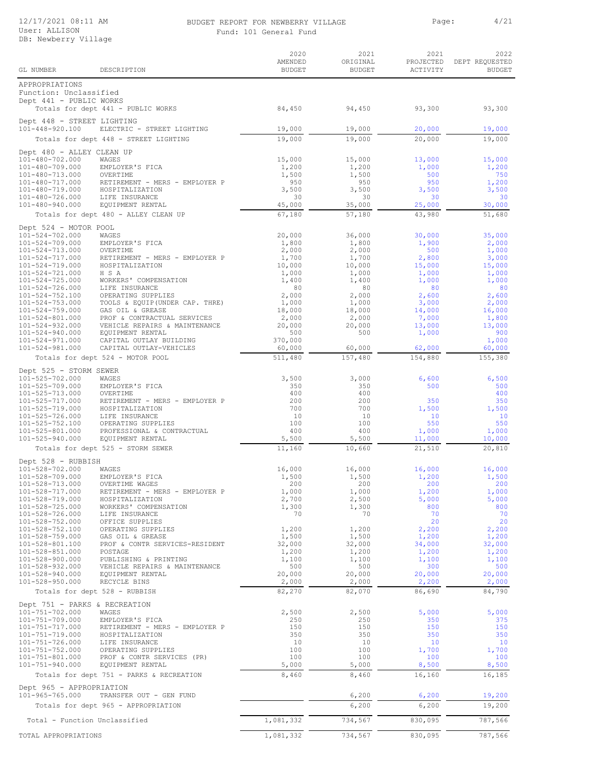BUDGET REPORT FOR NEWBERRY VILLAGE

Fund: 101 General Fund

| GL NUMBER | DESCRIPTION | 2020 AMENDED BUDGET | 2021 ORIGINAL BUDGET | 2021 PROJECTED ACTIVITY | 2022 DEPT REQUESTED BUDGET |
|---|---|---|---|---|---|
| APPROPRIATIONS | | | | | |
| Function: Unclassified | | | | | |
| Dept 441 - PUBLIC WORKS | | | | | |
| | Totals for dept 441 - PUBLIC WORKS | 84,450 | 94,450 | 93,300 | 93,300 |
| Dept 448 - STREET LIGHTING | | | | | |
| 101-448-920.100 | ELECTRIC - STREET LIGHTING | 19,000 | 19,000 | 20,000 | 19,000 |
| | Totals for dept 448 - STREET LIGHTING | 19,000 | 19,000 | 20,000 | 19,000 |
| Dept 480 - ALLEY CLEAN UP | | | | | |
| 101-480-702.000 | WAGES | 15,000 | 15,000 | 13,000 | 15,000 |
| 101-480-709.000 | EMPLOYER'S FICA | 1,200 | 1,200 | 1,000 | 1,200 |
| 101-480-713.000 | OVERTIME | 1,500 | 1,500 | 500 | 750 |
| 101-480-717.000 | RETIREMENT - MERS - EMPLOYER P | 950 | 950 | 950 | 1,200 |
| 101-480-719.000 | HOSPITALIZATION | 3,500 | 3,500 | 3,500 | 3,500 |
| 101-480-726.000 | LIFE INSURANCE | 30 | 30 | 30 | 30 |
| 101-480-940.000 | EQUIPMENT RENTAL | 45,000 | 35,000 | 25,000 | 30,000 |
| | Totals for dept 480 - ALLEY CLEAN UP | 67,180 | 57,180 | 43,980 | 51,680 |
| Dept 524 - MOTOR POOL | | | | | |
| 101-524-702.000 | WAGES | 20,000 | 36,000 | 30,000 | 35,000 |
| 101-524-709.000 | EMPLOYER'S FICA | 1,800 | 1,800 | 1,900 | 2,000 |
| 101-524-713.000 | OVERTIME | 2,000 | 2,000 | 500 | 1,000 |
| 101-524-717.000 | RETIREMENT - MERS - EMPLOYER P | 1,700 | 1,700 | 2,800 | 3,000 |
| 101-524-719.000 | HOSPITALIZATION | 10,000 | 10,000 | 15,000 | 15,000 |
| 101-524-721.000 | H S A | 1,000 | 1,000 | 1,000 | 1,000 |
| 101-524-725.000 | WORKERS' COMPENSATION | 1,400 | 1,400 | 1,000 | 1,000 |
| 101-524-726.000 | LIFE INSURANCE | 80 | 80 | 80 | 80 |
| 101-524-752.100 | OPERATING SUPPLIES | 2,000 | 2,000 | 2,600 | 2,600 |
| 101-524-753.000 | TOOLS & EQUIP(UNDER CAP. THRE) | 1,000 | 1,000 | 3,000 | 2,000 |
| 101-524-759.000 | GAS OIL & GREASE | 18,000 | 18,000 | 14,000 | 16,000 |
| 101-524-801.000 | PROF & CONTRACTUAL SERVICES | 2,000 | 2,000 | 7,000 | 1,800 |
| 101-524-932.000 | VEHICLE REPAIRS & MAINTENANCE | 20,000 | 20,000 | 13,000 | 13,000 |
| 101-524-940.000 | EQUIPMENT RENTAL | 500 | 500 | 1,000 | 900 |
| 101-524-971.000 | CAPITAL OUTLAY BUILDING | 370,000 | | | 1,000 |
| 101-524-981.000 | CAPITAL OUTLAY-VEHICLES | 60,000 | 60,000 | 62,000 | 60,000 |
| | Totals for dept 524 - MOTOR POOL | 511,480 | 157,480 | 154,880 | 155,380 |
| Dept 525 - STORM SEWER | | | | | |
| 101-525-702.000 | WAGES | 3,500 | 3,000 | 6,600 | 6,500 |
| 101-525-709.000 | EMPLOYER'S FICA | 350 | 350 | 500 | 500 |
| 101-525-713.000 | OVERTIME | 400 | 400 | | 400 |
| 101-525-717.000 | RETIREMENT - MERS - EMPLOYER P | 200 | 200 | 350 | 350 |
| 101-525-719.000 | HOSPITALIZATION | 700 | 700 | 1,500 | 1,500 |
| 101-525-726.000 | LIFE INSURANCE | 10 | 10 | 10 | 10 |
| 101-525-752.100 | OPERATING SUPPLIES | 100 | 100 | 550 | 550 |
| 101-525-801.000 | PROFESSIONAL & CONTRACTUAL | 400 | 400 | 1,000 | 1,000 |
| 101-525-940.000 | EQUIPMENT RENTAL | 5,500 | 5,500 | 11,000 | 10,000 |
| | Totals for dept 525 - STORM SEWER | 11,160 | 10,660 | 21,510 | 20,810 |
| Dept 528 - RUBBISH | | | | | |
| 101-528-702.000 | WAGES | 16,000 | 16,000 | 16,000 | 16,000 |
| 101-528-709.000 | EMPLOYER'S FICA | 1,500 | 1,500 | 1,200 | 1,500 |
| 101-528-713.000 | OVERTIME WAGES | 200 | 200 | 200 | 200 |
| 101-528-717.000 | RETIREMENT - MERS - EMPLOYER P | 1,000 | 1,000 | 1,200 | 1,000 |
| 101-528-719.000 | HOSPITALIZATION | 2,700 | 2,500 | 5,000 | 5,000 |
| 101-528-725.000 | WORKERS' COMPENSATION | 1,300 | 1,300 | 800 | 800 |
| 101-528-726.000 | LIFE INSURANCE | 70 | 70 | 70 | 70 |
| 101-528-752.000 | OFFICE SUPPLIES | | | 20 | 20 |
| 101-528-752.100 | OPERATING SUPPLIES | 1,200 | 1,200 | 2,200 | 2,200 |
| 101-528-759.000 | GAS OIL & GREASE | 1,500 | 1,500 | 1,200 | 1,200 |
| 101-528-801.100 | PROF & CONTR SERVICES-RESIDENT | 32,000 | 32,000 | 34,000 | 32,000 |
| 101-528-851.000 | POSTAGE | 1,200 | 1,200 | 1,200 | 1,200 |
| 101-528-900.000 | PUBLISHING & PRINTING | 1,100 | 1,100 | 1,100 | 1,100 |
| 101-528-932.000 | VEHICLE REPAIRS & MAINTENANCE | 500 | 500 | 300 | 500 |
| 101-528-940.000 | EQUIPMENT RENTAL | 20,000 | 20,000 | 20,000 | 20,000 |
| 101-528-950.000 | RECYCLE BINS | 2,000 | 2,000 | 2,200 | 2,000 |
| | Totals for dept 528 - RUBBISH | 82,270 | 82,070 | 86,690 | 84,790 |
| Dept 751 - PARKS & RECREATION | | | | | |
| 101-751-702.000 | WAGES | 2,500 | 2,500 | 5,000 | 5,000 |
| 101-751-709.000 | EMPLOYER'S FICA | 250 | 250 | 350 | 375 |
| 101-751-717.000 | RETIREMENT - MERS - EMPLOYER P | 150 | 150 | 150 | 150 |
| 101-751-719.000 | HOSPITALIZATION | 350 | 350 | 350 | 350 |
| 101-751-726.000 | LIFE INSURANCE | 10 | 10 | 10 | 10 |
| 101-751-752.000 | OPERATING SUPPLIES | 100 | 100 | 1,700 | 1,700 |
| 101-751-801.000 | PROF & CONTR SERVICES (PR) | 100 | 100 | 100 | 100 |
| 101-751-940.000 | EQUIPMENT RENTAL | 5,000 | 5,000 | 8,500 | 8,500 |
| | Totals for dept 751 - PARKS & RECREATION | 8,460 | 8,460 | 16,160 | 16,185 |
| Dept 965 - APPROPRIATION | | | | | |
| 101-965-765.000 | TRANSFER OUT - GEN FUND | | 6,200 | 6,200 | 19,200 |
| | Totals for dept 965 - APPROPRIATION | | 6,200 | 6,200 | 19,200 |
| Total - Function Unclassified | | 1,081,332 | 734,567 | 830,095 | 787,566 |
| TOTAL APPROPRIATIONS | | 1,081,332 | 734,567 | 830,095 | 787,566 |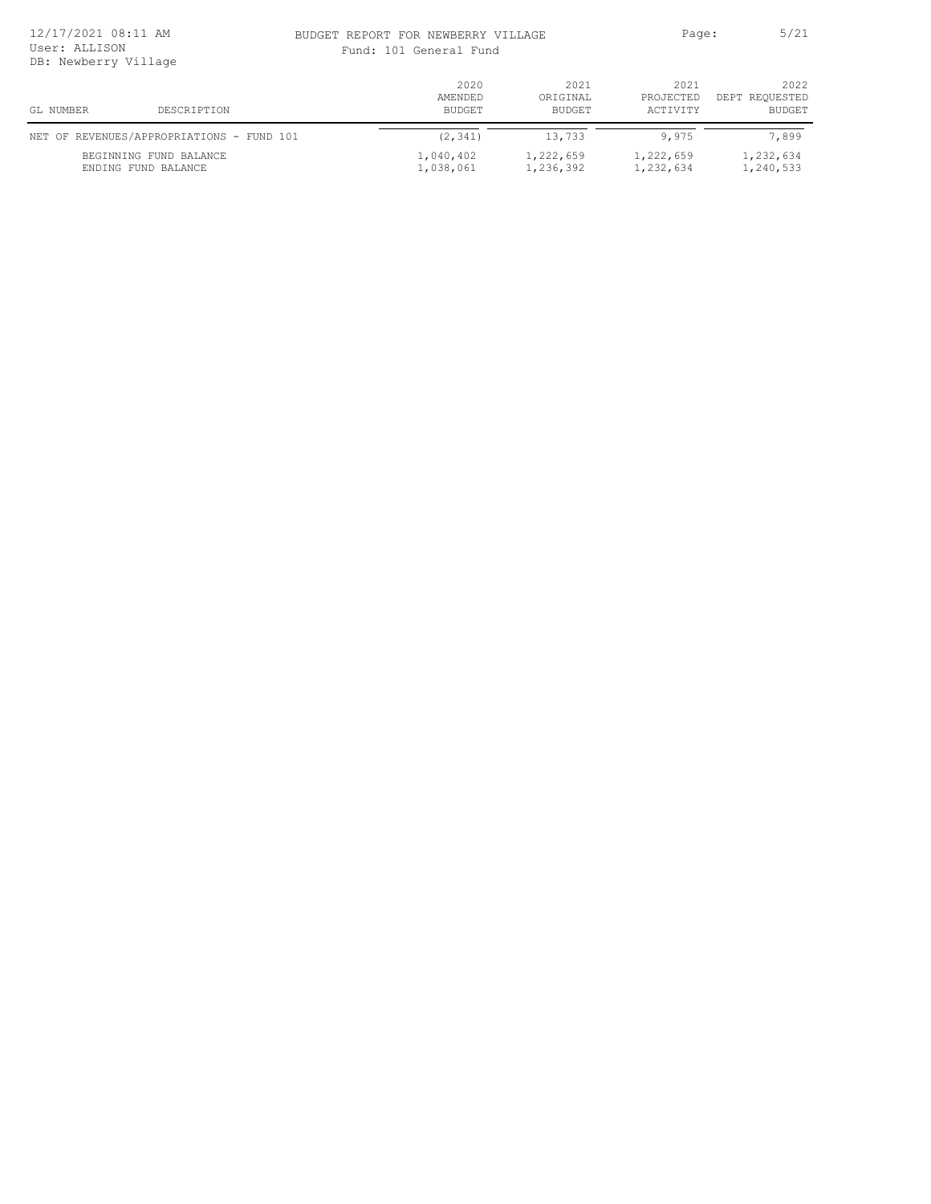BUDGET REPORT FOR NEWBERRY VILLAGE

Fund: 101 General Fund

| GL NUMBER | DESCRIPTION | 2020 AMENDED BUDGET | 2021 ORIGINAL BUDGET | 2021 PROJECTED ACTIVITY | 2022 DEPT REQUESTED BUDGET |
|---|---|---|---|---|---|
| NET OF REVENUES/APPROPRIATIONS - FUND 101 | | (2,341) | 13,733 | 9,975 | 7,899 |
| | BEGINNING FUND BALANCE | 1,040,402 | 1,222,659 | 1,222,659 | 1,232,634 |
| | ENDING FUND BALANCE | 1,038,061 | 1,236,392 | 1,232,634 | 1,240,533 |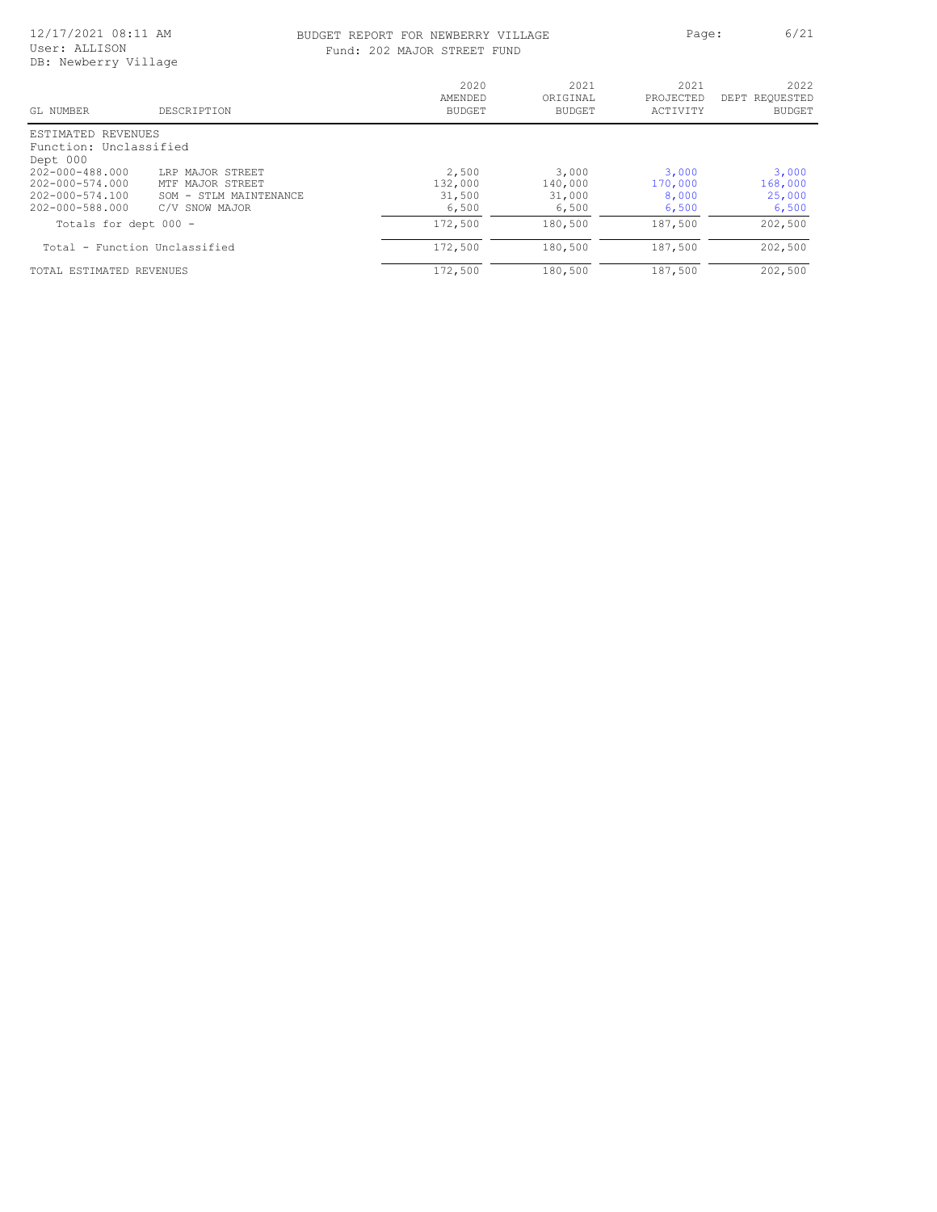# BUDGET REPORT FOR NEWBERRY VILLAGE

Fund: 202 MAJOR STREET FUND

12/17/2021 08:11 AM
User: ALLISON
DB: Newberry Village

| GL NUMBER | DESCRIPTION | 2020 AMENDED BUDGET | 2021 ORIGINAL BUDGET | 2021 PROJECTED ACTIVITY | 2022 DEPT REQUESTED BUDGET |
|---|---|---|---|---|---|
| ESTIMATED REVENUES | | | | | |
| Function: Unclassified | | | | | |
| Dept 000 | | | | | |
| 202-000-488.000 | LRP MAJOR STREET | 2,500 | 3,000 | 3,000 | 3,000 |
| 202-000-574.000 | MTF MAJOR STREET | 132,000 | 140,000 | 170,000 | 168,000 |
| 202-000-574.100 | SOM - STLM MAINTENANCE | 31,500 | 31,000 | 8,000 | 25,000 |
| 202-000-588.000 | C/V SNOW MAJOR | 6,500 | 6,500 | 6,500 | 6,500 |
| Totals for dept 000 - | | 172,500 | 180,500 | 187,500 | 202,500 |
| Total - Function Unclassified | | 172,500 | 180,500 | 187,500 | 202,500 |
| TOTAL ESTIMATED REVENUES | | 172,500 | 180,500 | 187,500 | 202,500 |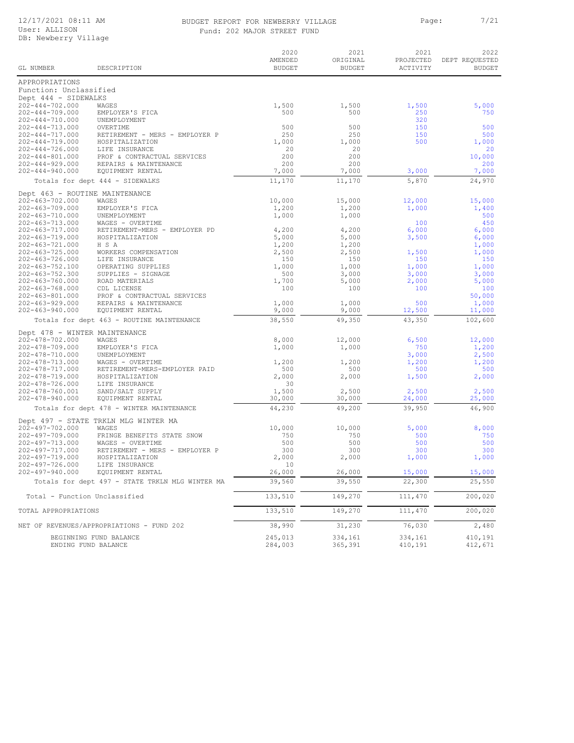BUDGET REPORT FOR NEWBERRY VILLAGE

Fund: 202 MAJOR STREET FUND

| GL NUMBER | DESCRIPTION | 2020 AMENDED BUDGET | 2021 ORIGINAL BUDGET | 2021 PROJECTED ACTIVITY | 2022 DEPT REQUESTED BUDGET |
|---|---|---|---|---|---|
| APPROPRIATIONS | | | | | |
| Function: Unclassified | | | | | |
| Dept 444 - SIDEWALKS | | | | | |
| 202-444-702.000 | WAGES | 1,500 | 1,500 | 1,500 | 5,000 |
| 202-444-709.000 | EMPLOYER'S FICA | 500 | 500 | 250 | 750 |
| 202-444-710.000 | UNEMPLOYMENT | | | 320 | |
| 202-444-713.000 | OVERTIME | 500 | 500 | 150 | 500 |
| 202-444-717.000 | RETIREMENT - MERS - EMPLOYER P | 250 | 250 | 150 | 500 |
| 202-444-719.000 | HOSPITALIZATION | 1,000 | 1,000 | 500 | 1,000 |
| 202-444-726.000 | LIFE INSURANCE | 20 | 20 | | 20 |
| 202-444-801.000 | PROF & CONTRACTUAL SERVICES | 200 | 200 | | 10,000 |
| 202-444-929.000 | REPAIRS & MAINTENANCE | 200 | 200 | | 200 |
| 202-444-940.000 | EQUIPMENT RENTAL | 7,000 | 7,000 | 3,000 | 7,000 |
| | Totals for dept 444 - SIDEWALKS | 11,170 | 11,170 | 5,870 | 24,970 |
| Dept 463 - ROUTINE MAINTENANCE | | | | | |
| 202-463-702.000 | WAGES | 10,000 | 15,000 | 12,000 | 15,000 |
| 202-463-709.000 | EMPLOYER'S FICA | 1,200 | 1,200 | 1,000 | 1,400 |
| 202-463-710.000 | UNEMPLOYMENT | 1,000 | 1,000 | | 500 |
| 202-463-713.000 | WAGES - OVERTIME | | | 100 | 450 |
| 202-463-717.000 | RETIREMENT-MERS - EMPLOYER PD | 4,200 | 4,200 | 6,000 | 6,000 |
| 202-463-719.000 | HOSPITALIZATION | 5,000 | 5,000 | 3,500 | 6,000 |
| 202-463-721.000 | H S A | 1,200 | 1,200 | | 1,000 |
| 202-463-725.000 | WORKERS COMPENSATION | 2,500 | 2,500 | 1,500 | 1,000 |
| 202-463-726.000 | LIFE INSURANCE | 150 | 150 | 150 | 150 |
| 202-463-752.100 | OPERATING SUPPLIES | 1,000 | 1,000 | 1,000 | 1,000 |
| 202-463-752.300 | SUPPLIES - SIGNAGE | 500 | 3,000 | 3,000 | 3,000 |
| 202-463-760.000 | ROAD MATERIALS | 1,700 | 5,000 | 2,000 | 5,000 |
| 202-463-768.000 | CDL LICENSE | 100 | 100 | 100 | 100 |
| 202-463-801.000 | PROF & CONTRACTUAL SERVICES | | | | 50,000 |
| 202-463-929.000 | REPAIRS & MAINTENANCE | 1,000 | 1,000 | 500 | 1,000 |
| 202-463-940.000 | EQUIPMENT RENTAL | 9,000 | 9,000 | 12,500 | 11,000 |
| | Totals for dept 463 - ROUTINE MAINTENANCE | 38,550 | 49,350 | 43,350 | 102,600 |
| Dept 478 - WINTER MAINTENANCE | | | | | |
| 202-478-702.000 | WAGES | 8,000 | 12,000 | 6,500 | 12,000 |
| 202-478-709.000 | EMPLOYER'S FICA | 1,000 | 1,000 | 750 | 1,200 |
| 202-478-710.000 | UNEMPLOYMENT | | | 3,000 | 2,500 |
| 202-478-713.000 | WAGES - OVERTIME | 1,200 | 1,200 | 1,200 | 1,200 |
| 202-478-717.000 | RETIREMENT-MERS-EMPLOYER PAID | 500 | 500 | 500 | 500 |
| 202-478-719.000 | HOSPITALIZATION | 2,000 | 2,000 | 1,500 | 2,000 |
| 202-478-726.000 | LIFE INSURANCE | 30 | | | |
| 202-478-760.001 | SAND/SALT SUPPLY | 1,500 | 2,500 | 2,500 | 2,500 |
| 202-478-940.000 | EQUIPMENT RENTAL | 30,000 | 30,000 | 24,000 | 25,000 |
| | Totals for dept 478 - WINTER MAINTENANCE | 44,230 | 49,200 | 39,950 | 46,900 |
| Dept 497 - STATE TRKLN MLG WINTER MA | | | | | |
| 202-497-702.000 | WAGES | 10,000 | 10,000 | 5,000 | 8,000 |
| 202-497-709.000 | FRINGE BENEFITS STATE SNOW | 750 | 750 | 500 | 750 |
| 202-497-713.000 | WAGES - OVERTIME | 500 | 500 | 500 | 500 |
| 202-497-717.000 | RETIREMENT - MERS - EMPLOYER P | 300 | 300 | 300 | 300 |
| 202-497-719.000 | HOSPITALIZATION | 2,000 | 2,000 | 1,000 | 1,000 |
| 202-497-726.000 | LIFE INSURANCE | 10 | | | |
| 202-497-940.000 | EQUIPMENT RENTAL | 26,000 | 26,000 | 15,000 | 15,000 |
| | Totals for dept 497 - STATE TRKLN MLG WINTER MA | 39,560 | 39,550 | 22,300 | 25,550 |
| Total - Function Unclassified | | 133,510 | 149,270 | 111,470 | 200,020 |
| TOTAL APPROPRIATIONS | | 133,510 | 149,270 | 111,470 | 200,020 |
| NET OF REVENUES/APPROPRIATIONS - FUND 202 | | 38,990 | 31,230 | 76,030 | 2,480 |
| | BEGINNING FUND BALANCE | 245,013 | 334,161 | 334,161 | 410,191 |
| | ENDING FUND BALANCE | 284,003 | 365,391 | 410,191 | 412,671 |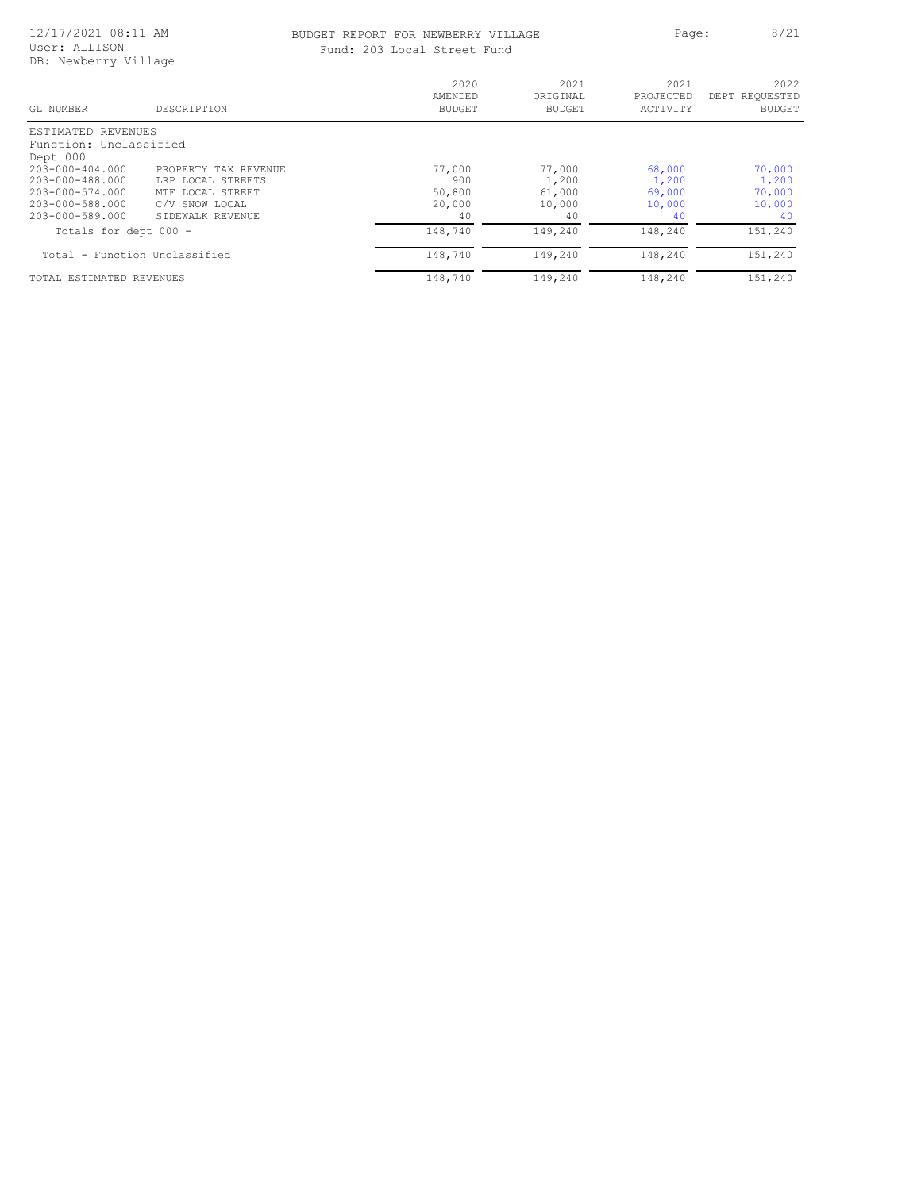BUDGET REPORT FOR NEWBERRY VILLAGE
Fund: 203 Local Street Fund

12/17/2021 08:11 AM
User: ALLISON
DB: Newberry Village

| GL NUMBER | DESCRIPTION | 2020 AMENDED BUDGET | 2021 ORIGINAL BUDGET | 2021 PROJECTED ACTIVITY | 2022 DEPT REQUESTED BUDGET |
|---|---|---|---|---|---|
| ESTIMATED REVENUES | | | | | |
| Function: Unclassified | | | | | |
| Dept 000 | | | | | |
| 203-000-404.000 | PROPERTY TAX REVENUE | 77,000 | 77,000 | 68,000 | 70,000 |
| 203-000-488.000 | LRP LOCAL STREETS | 900 | 1,200 | 1,200 | 1,200 |
| 203-000-574.000 | MTF LOCAL STREET | 50,800 | 61,000 | 69,000 | 70,000 |
| 203-000-588.000 | C/V SNOW LOCAL | 20,000 | 10,000 | 10,000 | 10,000 |
| 203-000-589.000 | SIDEWALK REVENUE | 40 | 40 | 40 | 40 |
| Totals for dept 000 - | | 148,740 | 149,240 | 148,240 | 151,240 |
| Total - Function Unclassified | | 148,740 | 149,240 | 148,240 | 151,240 |
| TOTAL ESTIMATED REVENUES | | 148,740 | 149,240 | 148,240 | 151,240 |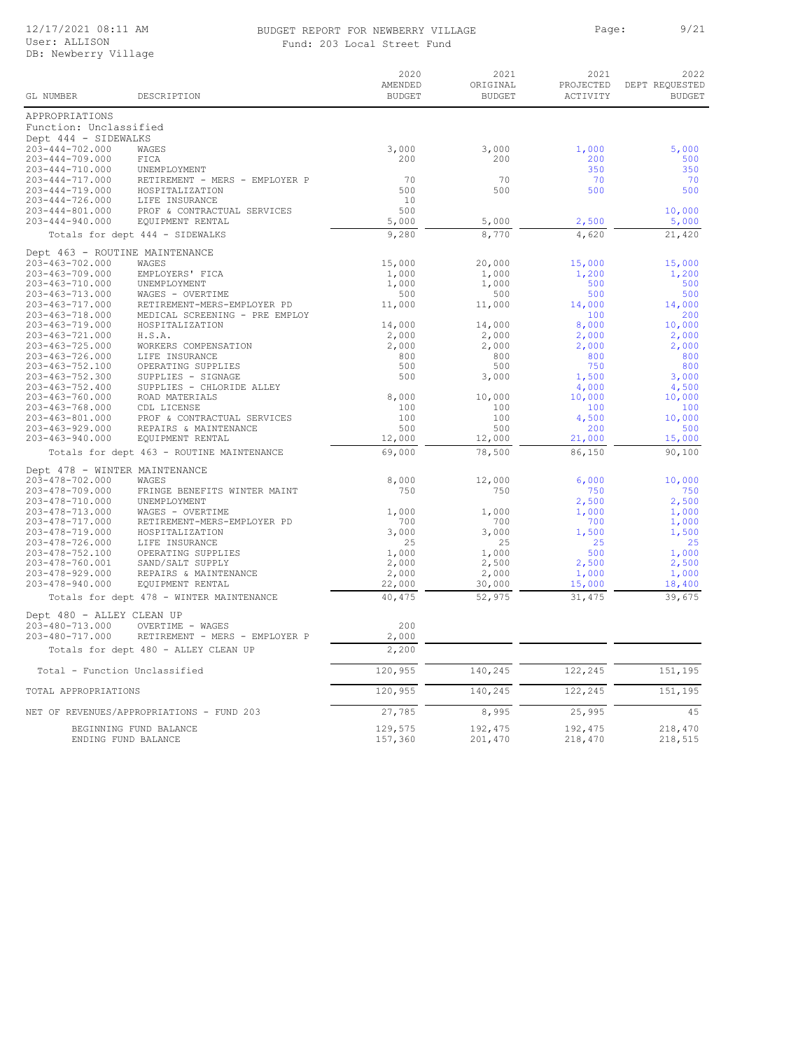# BUDGET REPORT FOR NEWBERRY VILLAGE

Fund: 203 Local Street Fund

User: ALLISON
DB: Newberry Village

| GL NUMBER | DESCRIPTION | 2020 AMENDED BUDGET | 2021 ORIGINAL BUDGET | 2021 PROJECTED ACTIVITY | 2022 DEPT REQUESTED BUDGET |
|---|---|---|---|---|---|
| APPROPRIATIONS | | | | | |
| Function: Unclassified | | | | | |
| Dept 444 - SIDEWALKS | | | | | |
| 203-444-702.000 | WAGES | 3,000 | 3,000 | 1,000 | 5,000 |
| 203-444-709.000 | FICA | 200 | 200 | 200 | 500 |
| 203-444-710.000 | UNEMPLOYMENT | | | 350 | 350 |
| 203-444-717.000 | RETIREMENT - MERS - EMPLOYER P | 70 | 70 | 70 | 70 |
| 203-444-719.000 | HOSPITALIZATION | 500 | 500 | 500 | 500 |
| 203-444-726.000 | LIFE INSURANCE | 10 | | | |
| 203-444-801.000 | PROF & CONTRACTUAL SERVICES | 500 | | | 10,000 |
| 203-444-940.000 | EQUIPMENT RENTAL | 5,000 | 5,000 | 2,500 | 5,000 |
| | Totals for dept 444 - SIDEWALKS | 9,280 | 8,770 | 4,620 | 21,420 |
| Dept 463 - ROUTINE MAINTENANCE | | | | | |
| 203-463-702.000 | WAGES | 15,000 | 20,000 | 15,000 | 15,000 |
| 203-463-709.000 | EMPLOYERS' FICA | 1,000 | 1,000 | 1,200 | 1,200 |
| 203-463-710.000 | UNEMPLOYMENT | 1,000 | 1,000 | 500 | 500 |
| 203-463-713.000 | WAGES - OVERTIME | 500 | 500 | 500 | 500 |
| 203-463-717.000 | RETIREMENT-MERS-EMPLOYER PD | 11,000 | 11,000 | 14,000 | 14,000 |
| 203-463-718.000 | MEDICAL SCREENING - PRE EMPLOY | | | 100 | 200 |
| 203-463-719.000 | HOSPITALIZATION | 14,000 | 14,000 | 8,000 | 10,000 |
| 203-463-721.000 | H.S.A. | 2,000 | 2,000 | 2,000 | 2,000 |
| 203-463-725.000 | WORKERS COMPENSATION | 2,000 | 2,000 | 2,000 | 2,000 |
| 203-463-726.000 | LIFE INSURANCE | 800 | 800 | 800 | 800 |
| 203-463-752.100 | OPERATING SUPPLIES | 500 | 500 | 750 | 800 |
| 203-463-752.300 | SUPPLIES - SIGNAGE | 500 | 3,000 | 1,500 | 3,000 |
| 203-463-752.400 | SUPPLIES - CHLORIDE ALLEY | | | 4,000 | 4,500 |
| 203-463-760.000 | ROAD MATERIALS | 8,000 | 10,000 | 10,000 | 10,000 |
| 203-463-768.000 | CDL LICENSE | 100 | 100 | 100 | 100 |
| 203-463-801.000 | PROF & CONTRACTUAL SERVICES | 100 | 100 | 4,500 | 10,000 |
| 203-463-929.000 | REPAIRS & MAINTENANCE | 500 | 500 | 200 | 500 |
| 203-463-940.000 | EQUIPMENT RENTAL | 12,000 | 12,000 | 21,000 | 15,000 |
| | Totals for dept 463 - ROUTINE MAINTENANCE | 69,000 | 78,500 | 86,150 | 90,100 |
| Dept 478 - WINTER MAINTENANCE | | | | | |
| 203-478-702.000 | WAGES | 8,000 | 12,000 | 6,000 | 10,000 |
| 203-478-709.000 | FRINGE BENEFITS WINTER MAINT | 750 | 750 | 750 | 750 |
| 203-478-710.000 | UNEMPLOYMENT | | | 2,500 | 2,500 |
| 203-478-713.000 | WAGES - OVERTIME | 1,000 | 1,000 | 1,000 | 1,000 |
| 203-478-717.000 | RETIREMENT-MERS-EMPLOYER PD | 700 | 700 | 700 | 1,000 |
| 203-478-719.000 | HOSPITALIZATION | 3,000 | 3,000 | 1,500 | 1,500 |
| 203-478-726.000 | LIFE INSURANCE | 25 | 25 | 25 | 25 |
| 203-478-752.100 | OPERATING SUPPLIES | 1,000 | 1,000 | 500 | 1,000 |
| 203-478-760.001 | SAND/SALT SUPPLY | 2,000 | 2,500 | 2,500 | 2,500 |
| 203-478-929.000 | REPAIRS & MAINTENANCE | 2,000 | 2,000 | 1,000 | 1,000 |
| 203-478-940.000 | EQUIPMENT RENTAL | 22,000 | 30,000 | 15,000 | 18,400 |
| | Totals for dept 478 - WINTER MAINTENANCE | 40,475 | 52,975 | 31,475 | 39,675 |
| Dept 480 - ALLEY CLEAN UP | | | | | |
| 203-480-713.000 | OVERTIME - WAGES | 200 | | | |
| 203-480-717.000 | RETIREMENT - MERS - EMPLOYER P | 2,000 | | | |
| | Totals for dept 480 - ALLEY CLEAN UP | 2,200 | | | |
| Total - Function Unclassified | | 120,955 | 140,245 | 122,245 | 151,195 |
| TOTAL APPROPRIATIONS | | 120,955 | 140,245 | 122,245 | 151,195 |
| NET OF REVENUES/APPROPRIATIONS - FUND 203 | | 27,785 | 8,995 | 25,995 | 45 |
| BEGINNING FUND BALANCE | | 129,575 | 192,475 | 192,475 | 218,470 |
| ENDING FUND BALANCE | | 157,360 | 201,470 | 218,470 | 218,515 |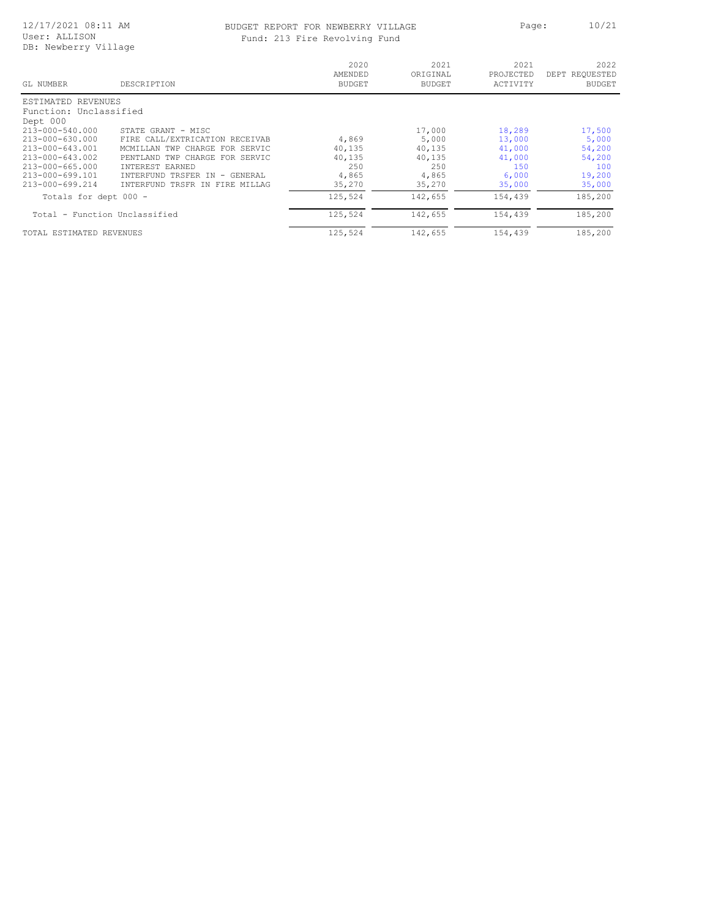BUDGET REPORT FOR NEWBERRY VILLAGE

Fund: 213 Fire Revolving Fund

| GL NUMBER | DESCRIPTION | 2020 AMENDED BUDGET | 2021 ORIGINAL BUDGET | 2021 PROJECTED ACTIVITY | 2022 DEPT REQUESTED BUDGET |
|---|---|---|---|---|---|
| ESTIMATED REVENUES | | | | | |
| Function: Unclassified | | | | | |
| Dept 000 | | | | | |
| 213-000-540.000 | STATE GRANT - MISC | | 17,000 | 18,289 | 17,500 |
| 213-000-630.000 | FIRE CALL/EXTRICATION RECEIVAB | 4,869 | 5,000 | 13,000 | 5,000 |
| 213-000-643.001 | MCMILLAN TWP CHARGE FOR SERVIC | 40,135 | 40,135 | 41,000 | 54,200 |
| 213-000-643.002 | PENTLAND TWP CHARGE FOR SERVIC | 40,135 | 40,135 | 41,000 | 54,200 |
| 213-000-665.000 | INTEREST EARNED | 250 | 250 | 150 | 100 |
| 213-000-699.101 | INTERFUND TRSFER IN - GENERAL | 4,865 | 4,865 | 6,000 | 19,200 |
| 213-000-699.214 | INTERFUND TRSFR IN FIRE MILLAG | 35,270 | 35,270 | 35,000 | 35,000 |
| Totals for dept 000 - | | 125,524 | 142,655 | 154,439 | 185,200 |
| Total - Function Unclassified | | 125,524 | 142,655 | 154,439 | 185,200 |
| TOTAL ESTIMATED REVENUES | | 125,524 | 142,655 | 154,439 | 185,200 |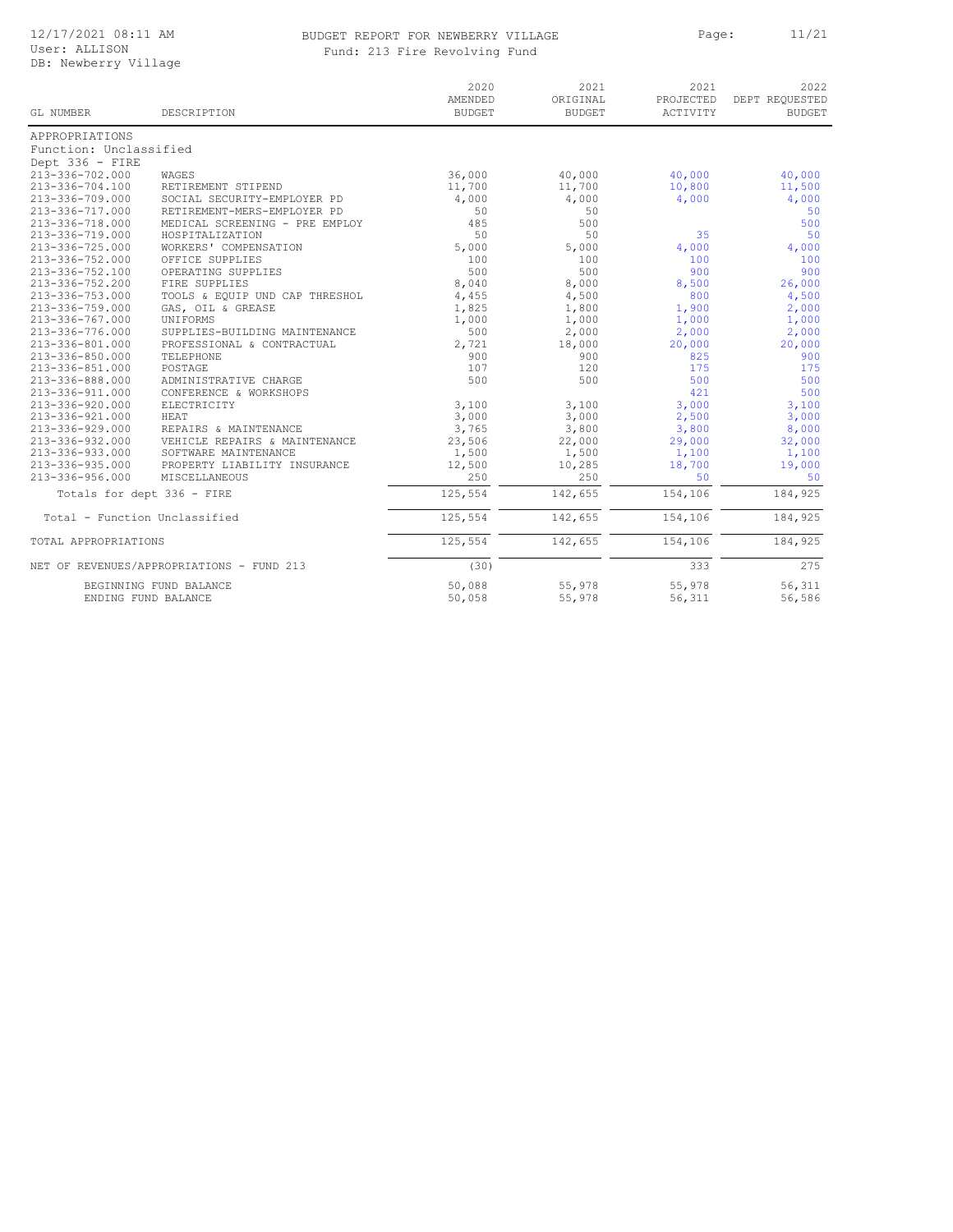# BUDGET REPORT FOR NEWBERRY VILLAGE

Fund: 213 Fire Revolving Fund

12/17/2021 08:11 AM
User: ALLISON
DB: Newberry Village

| GL NUMBER | DESCRIPTION | 2020 AMENDED BUDGET | 2021 ORIGINAL BUDGET | 2021 PROJECTED ACTIVITY | 2022 DEPT REQUESTED BUDGET |
|---|---|---|---|---|---|
| APPROPRIATIONS | | | | | |
| Function: Unclassified | | | | | |
| Dept 336 - FIRE | | | | | |
| 213-336-702.000 | WAGES | 36,000 | 40,000 | 40,000 | 40,000 |
| 213-336-704.100 | RETIREMENT STIPEND | 11,700 | 11,700 | 10,800 | 11,500 |
| 213-336-709.000 | SOCIAL SECURITY-EMPLOYER PD | 4,000 | 4,000 | 4,000 | 4,000 |
| 213-336-717.000 | RETIREMENT-MERS-EMPLOYER PD | 50 | 50 | | 50 |
| 213-336-718.000 | MEDICAL SCREENING - PRE EMPLOY | 485 | 500 | | 500 |
| 213-336-719.000 | HOSPITALIZATION | 50 | 50 | 35 | 50 |
| 213-336-725.000 | WORKERS' COMPENSATION | 5,000 | 5,000 | 4,000 | 4,000 |
| 213-336-752.000 | OFFICE SUPPLIES | 100 | 100 | 100 | 100 |
| 213-336-752.100 | OPERATING SUPPLIES | 500 | 500 | 900 | 900 |
| 213-336-752.200 | FIRE SUPPLIES | 8,040 | 8,000 | 8,500 | 26,000 |
| 213-336-753.000 | TOOLS & EQUIP UND CAP THRESHOL | 4,455 | 4,500 | 800 | 4,500 |
| 213-336-759.000 | GAS, OIL & GREASE | 1,825 | 1,800 | 1,900 | 2,000 |
| 213-336-767.000 | UNIFORMS | 1,000 | 1,000 | 1,000 | 1,000 |
| 213-336-776.000 | SUPPLIES-BUILDING MAINTENANCE | 500 | 2,000 | 2,000 | 2,000 |
| 213-336-801.000 | PROFESSIONAL & CONTRACTUAL | 2,721 | 18,000 | 20,000 | 20,000 |
| 213-336-850.000 | TELEPHONE | 900 | 900 | 825 | 900 |
| 213-336-851.000 | POSTAGE | 107 | 120 | 175 | 175 |
| 213-336-888.000 | ADMINISTRATIVE CHARGE | 500 | 500 | 500 | 500 |
| 213-336-911.000 | CONFERENCE & WORKSHOPS | | | 421 | 500 |
| 213-336-920.000 | ELECTRICITY | 3,100 | 3,100 | 3,000 | 3,100 |
| 213-336-921.000 | HEAT | 3,000 | 3,000 | 2,500 | 3,000 |
| 213-336-929.000 | REPAIRS & MAINTENANCE | 3,765 | 3,800 | 3,800 | 8,000 |
| 213-336-932.000 | VEHICLE REPAIRS & MAINTENANCE | 23,506 | 22,000 | 29,000 | 32,000 |
| 213-336-933.000 | SOFTWARE MAINTENANCE | 1,500 | 1,500 | 1,100 | 1,100 |
| 213-336-935.000 | PROPERTY LIABILITY INSURANCE | 12,500 | 10,285 | 18,700 | 19,000 |
| 213-336-956.000 | MISCELLANEOUS | 250 | 250 | 50 | 50 |
| Totals for dept 336 - FIRE | | 125,554 | 142,655 | 154,106 | 184,925 |
| Total - Function Unclassified | | 125,554 | 142,655 | 154,106 | 184,925 |
| TOTAL APPROPRIATIONS | | 125,554 | 142,655 | 154,106 | 184,925 |
| NET OF REVENUES/APPROPRIATIONS - FUND 213 | | (30) | | 333 | 275 |
| BEGINNING FUND BALANCE | | 50,088 | 55,978 | 55,978 | 56,311 |
| ENDING FUND BALANCE | | 50,058 | 55,978 | 56,311 | 56,586 |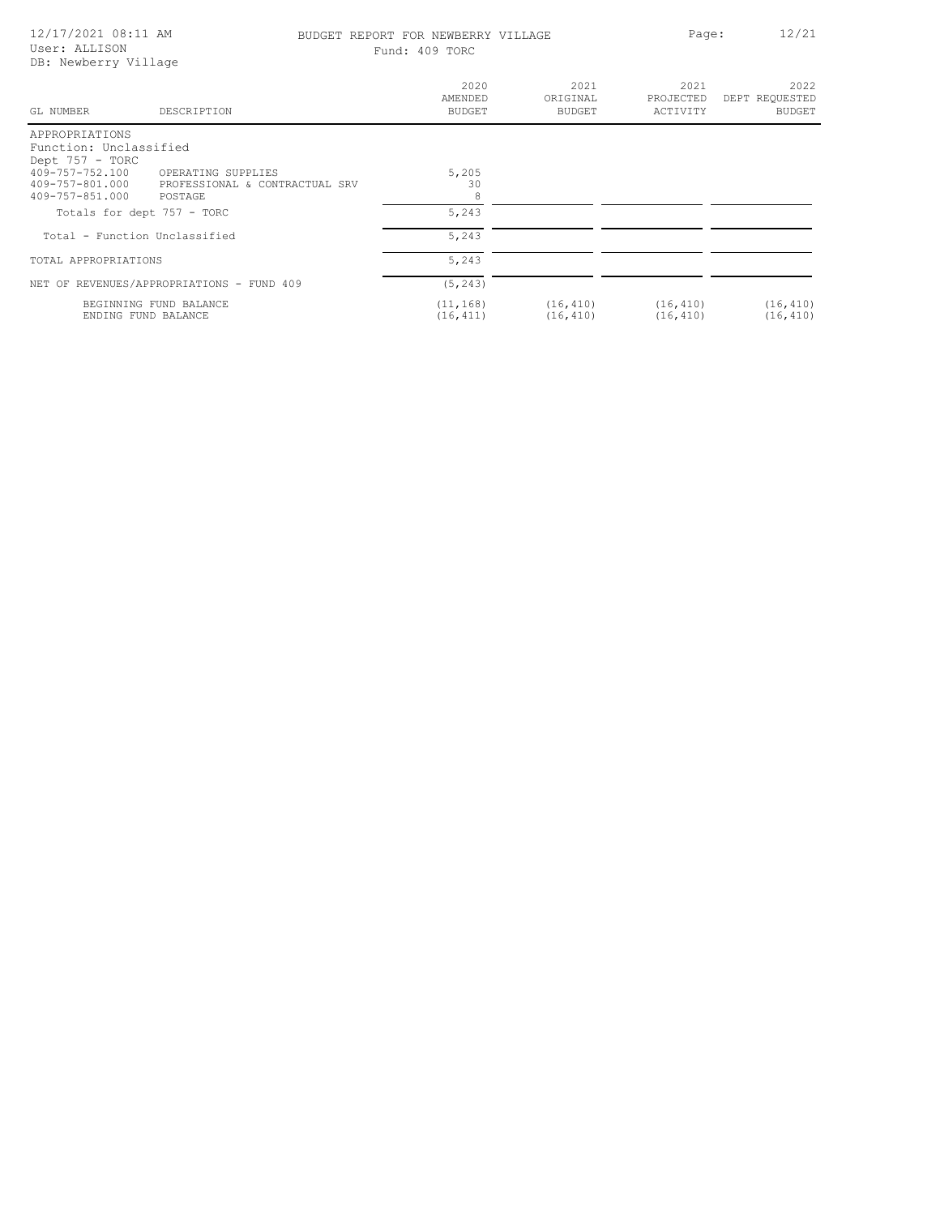BUDGET REPORT FOR NEWBERRY VILLAGE

Fund: 409 TORC

| GL NUMBER | DESCRIPTION | 2020 AMENDED BUDGET | 2021 ORIGINAL BUDGET | 2021 PROJECTED ACTIVITY | 2022 DEPT REQUESTED BUDGET |
|---|---|---|---|---|---|
| APPROPRIATIONS | | | | | |
| Function: Unclassified | | | | | |
| Dept 757 - TORC | | | | | |
| 409-757-752.100 | OPERATING SUPPLIES | 5,205 | | | |
| 409-757-801.000 | PROFESSIONAL & CONTRACTUAL SRV | 30 | | | |
| 409-757-851.000 | POSTAGE | 8 | | | |
| Totals for dept 757 - TORC | | 5,243 | | | |
| Total - Function Unclassified | | 5,243 | | | |
| TOTAL APPROPRIATIONS | | 5,243 | | | |
| NET OF REVENUES/APPROPRIATIONS - FUND 409 | | (5,243) | | | |
| BEGINNING FUND BALANCE | | (11,168) | (16,410) | (16,410) | (16,410) |
| ENDING FUND BALANCE | | (16,411) | (16,410) | (16,410) | (16,410) |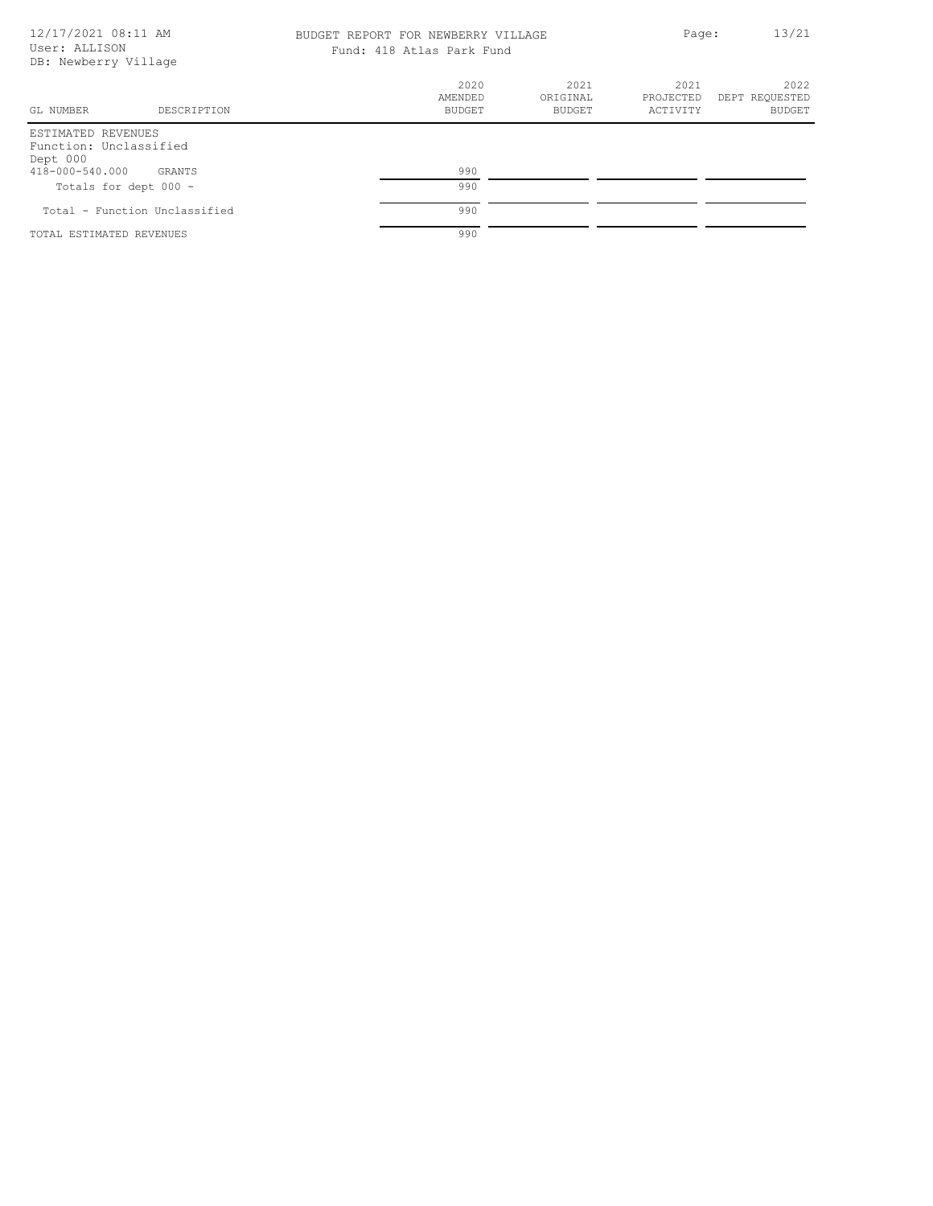BUDGET REPORT FOR NEWBERRY VILLAGE

Fund: 418 Atlas Park Fund

| GL NUMBER | DESCRIPTION | 2020 AMENDED BUDGET | 2021 ORIGINAL BUDGET | 2021 PROJECTED ACTIVITY | 2022 DEPT REQUESTED BUDGET |
|---|---|---|---|---|---|
| ESTIMATED REVENUES | | | | | |
| Function: Unclassified | | | | | |
| Dept 000 | | | | | |
| 418-000-540.000 | GRANTS | 990 | | | |
| Totals for dept 000 - | | 990 | | | |
| Total - Function Unclassified | | 990 | | | |
| TOTAL ESTIMATED REVENUES | | 990 | | | |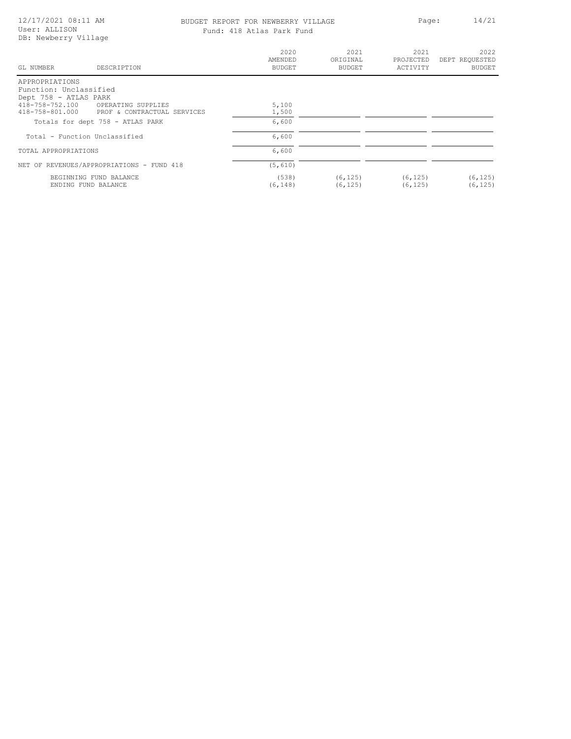BUDGET REPORT FOR NEWBERRY VILLAGE

Fund: 418 Atlas Park Fund

| GL NUMBER | DESCRIPTION | 2020 AMENDED BUDGET | 2021 ORIGINAL BUDGET | 2021 PROJECTED ACTIVITY | 2022 DEPT REQUESTED BUDGET |
|---|---|---|---|---|---|
| APPROPRIATIONS | | | | | |
| Function: Unclassified | | | | | |
| Dept 758 - ATLAS PARK | | | | | |
| 418-758-752.100 | OPERATING SUPPLIES | 5,100 | | | |
| 418-758-801.000 | PROF & CONTRACTUAL SERVICES | 1,500 | | | |
| | Totals for dept 758 - ATLAS PARK | 6,600 | | | |
| Total - Function Unclassified | | 6,600 | | | |
| TOTAL APPROPRIATIONS | | 6,600 | | | |
| NET OF REVENUES/APPROPRIATIONS - FUND 418 | | (5,610) | | | |
| | BEGINNING FUND BALANCE | (538) | (6,125) | (6,125) | (6,125) |
| | ENDING FUND BALANCE | (6,148) | (6,125) | (6,125) | (6,125) |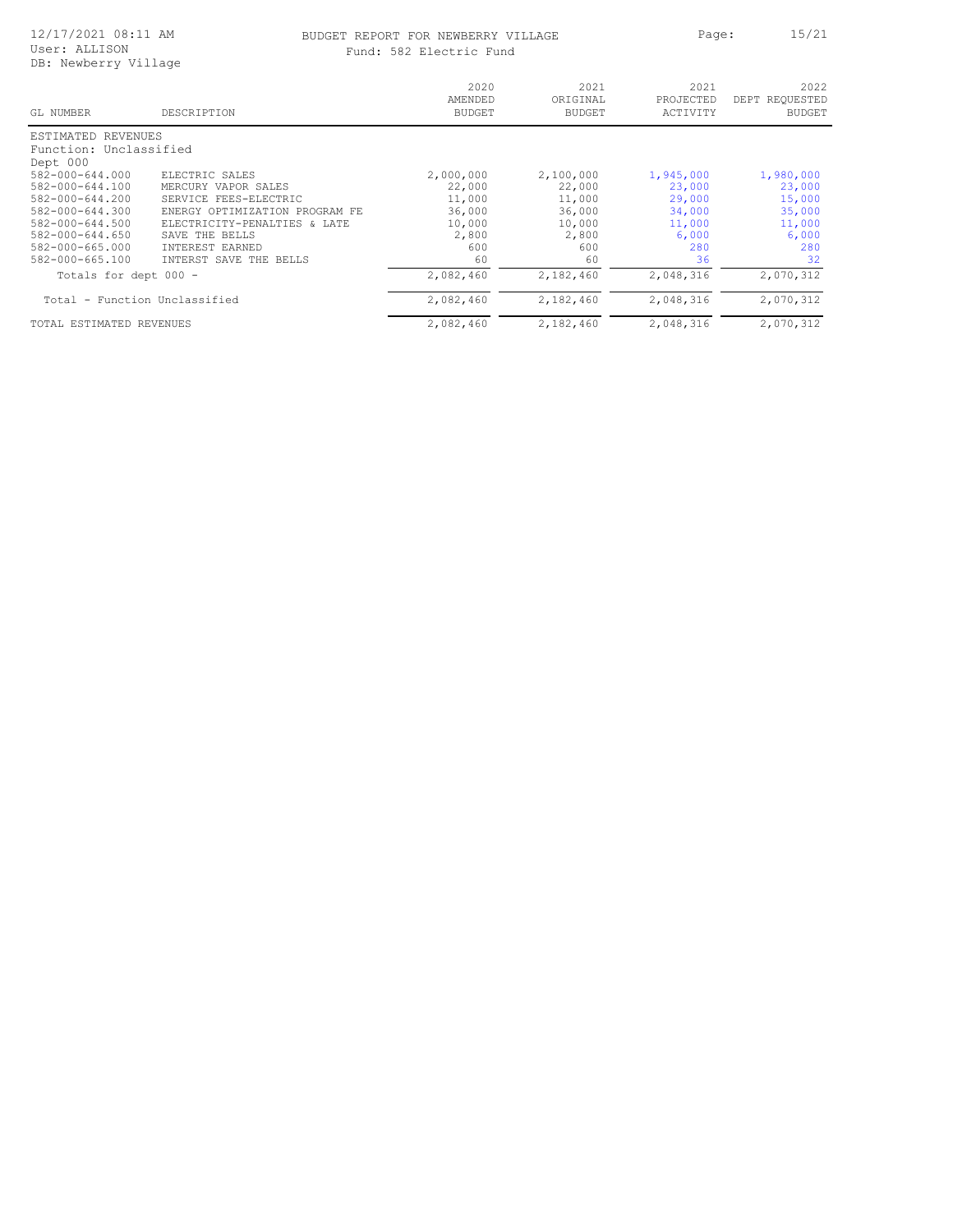BUDGET REPORT FOR NEWBERRY VILLAGE

Fund: 582 Electric Fund

| GL NUMBER | DESCRIPTION | 2020 AMENDED BUDGET | 2021 ORIGINAL BUDGET | 2021 PROJECTED ACTIVITY | 2022 DEPT REQUESTED BUDGET |
|---|---|---|---|---|---|
| ESTIMATED REVENUES | | | | | |
| Function: Unclassified | | | | | |
| Dept 000 | | | | | |
| 582-000-644.000 | ELECTRIC SALES | 2,000,000 | 2,100,000 | 1,945,000 | 1,980,000 |
| 582-000-644.100 | MERCURY VAPOR SALES | 22,000 | 22,000 | 23,000 | 23,000 |
| 582-000-644.200 | SERVICE FEES-ELECTRIC | 11,000 | 11,000 | 29,000 | 15,000 |
| 582-000-644.300 | ENERGY OPTIMIZATION PROGRAM FE | 36,000 | 36,000 | 34,000 | 35,000 |
| 582-000-644.500 | ELECTRICITY-PENALTIES & LATE | 10,000 | 10,000 | 11,000 | 11,000 |
| 582-000-644.650 | SAVE THE BELLS | 2,800 | 2,800 | 6,000 | 6,000 |
| 582-000-665.000 | INTEREST EARNED | 600 | 600 | 280 | 280 |
| 582-000-665.100 | INTERST SAVE THE BELLS | 60 | 60 | 36 | 32 |
| Totals for dept 000 - | | 2,082,460 | 2,182,460 | 2,048,316 | 2,070,312 |
| Total - Function Unclassified | | 2,082,460 | 2,182,460 | 2,048,316 | 2,070,312 |
| TOTAL ESTIMATED REVENUES | | 2,082,460 | 2,182,460 | 2,048,316 | 2,070,312 |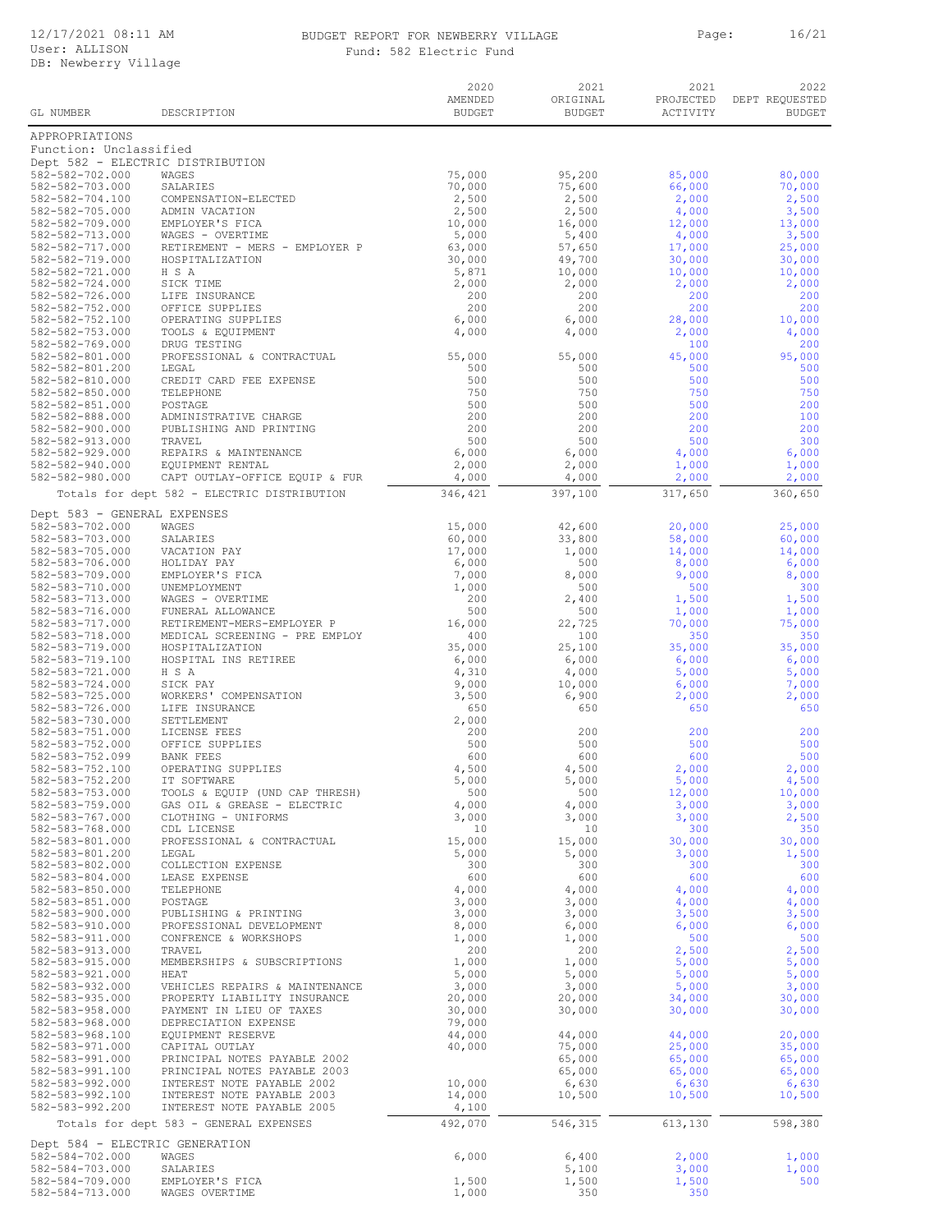# BUDGET REPORT FOR NEWBERRY VILLAGE

Fund: 582 Electric Fund

| GL NUMBER | DESCRIPTION | 2020 AMENDED BUDGET | 2021 ORIGINAL BUDGET | 2021 PROJECTED ACTIVITY | 2022 DEPT REQUESTED BUDGET |
|---|---|---|---|---|---|
| APPROPRIATIONS | | | | | |
| Function: Unclassified | | | | | |
| Dept 582 - ELECTRIC DISTRIBUTION | | | | | |
| 582-582-702.000 | WAGES | 75,000 | 95,200 | 85,000 | 80,000 |
| 582-582-703.000 | SALARIES | 70,000 | 75,600 | 66,000 | 70,000 |
| 582-582-704.100 | COMPENSATION-ELECTED | 2,500 | 2,500 | 2,000 | 2,500 |
| 582-582-705.000 | ADMIN VACATION | 2,500 | 2,500 | 4,000 | 3,500 |
| 582-582-709.000 | EMPLOYER'S FICA | 10,000 | 16,000 | 12,000 | 13,000 |
| 582-582-713.000 | WAGES - OVERTIME | 5,000 | 5,400 | 4,000 | 3,500 |
| 582-582-717.000 | RETIREMENT - MERS - EMPLOYER P | 63,000 | 57,650 | 17,000 | 25,000 |
| 582-582-719.000 | HOSPITALIZATION | 30,000 | 49,700 | 30,000 | 30,000 |
| 582-582-721.000 | H S A | 5,871 | 10,000 | 10,000 | 10,000 |
| 582-582-724.000 | SICK TIME | 2,000 | 2,000 | 2,000 | 2,000 |
| 582-582-726.000 | LIFE INSURANCE | 200 | 200 | 200 | 200 |
| 582-582-752.000 | OFFICE SUPPLIES | 200 | 200 | 200 | 200 |
| 582-582-752.100 | OPERATING SUPPLIES | 6,000 | 6,000 | 28,000 | 10,000 |
| 582-582-753.000 | TOOLS & EQUIPMENT | 4,000 | 4,000 | 2,000 | 4,000 |
| 582-582-769.000 | DRUG TESTING | | | 100 | 200 |
| 582-582-801.000 | PROFESSIONAL & CONTRACTUAL | 55,000 | 55,000 | 45,000 | 95,000 |
| 582-582-801.200 | LEGAL | 500 | 500 | 500 | 500 |
| 582-582-810.000 | CREDIT CARD FEE EXPENSE | 500 | 500 | 500 | 500 |
| 582-582-850.000 | TELEPHONE | 750 | 750 | 750 | 750 |
| 582-582-851.000 | POSTAGE | 500 | 500 | 500 | 200 |
| 582-582-888.000 | ADMINISTRATIVE CHARGE | 200 | 200 | 200 | 100 |
| 582-582-900.000 | PUBLISHING AND PRINTING | 200 | 200 | 200 | 200 |
| 582-582-913.000 | TRAVEL | 500 | 500 | 500 | 300 |
| 582-582-929.000 | REPAIRS & MAINTENANCE | 6,000 | 6,000 | 4,000 | 6,000 |
| 582-582-940.000 | EQUIPMENT RENTAL | 2,000 | 2,000 | 1,000 | 1,000 |
| 582-582-980.000 | CAPT OUTLAY-OFFICE EQUIP & FUR | 4,000 | 4,000 | 2,000 | 2,000 |
| | Totals for dept 582 - ELECTRIC DISTRIBUTION | 346,421 | 397,100 | 317,650 | 360,650 |
| Dept 583 - GENERAL EXPENSES | | | | | |
| 582-583-702.000 | WAGES | 15,000 | 42,600 | 20,000 | 25,000 |
| 582-583-703.000 | SALARIES | 60,000 | 33,800 | 58,000 | 60,000 |
| 582-583-705.000 | VACATION PAY | 17,000 | 1,000 | 14,000 | 14,000 |
| 582-583-706.000 | HOLIDAY PAY | 6,000 | 500 | 8,000 | 6,000 |
| 582-583-709.000 | EMPLOYER'S FICA | 7,000 | 8,000 | 9,000 | 8,000 |
| 582-583-710.000 | UNEMPLOYMENT | 1,000 | 500 | 500 | 300 |
| 582-583-713.000 | WAGES - OVERTIME | 200 | 2,400 | 1,500 | 1,500 |
| 582-583-716.000 | FUNERAL ALLOWANCE | 500 | 500 | 1,000 | 1,000 |
| 582-583-717.000 | RETIREMENT-MERS-EMPLOYER P | 16,000 | 22,725 | 70,000 | 75,000 |
| 582-583-718.000 | MEDICAL SCREENING - PRE EMPLOY | 400 | 100 | 350 | 350 |
| 582-583-719.000 | HOSPITALIZATION | 35,000 | 25,100 | 35,000 | 35,000 |
| 582-583-719.100 | HOSPITAL INS RETIREE | 6,000 | 6,000 | 6,000 | 6,000 |
| 582-583-721.000 | H S A | 4,310 | 4,000 | 5,000 | 5,000 |
| 582-583-724.000 | SICK PAY | 9,000 | 10,000 | 6,000 | 7,000 |
| 582-583-725.000 | WORKERS' COMPENSATION | 3,500 | 6,900 | 2,000 | 2,000 |
| 582-583-726.000 | LIFE INSURANCE | 650 | 650 | 650 | 650 |
| 582-583-730.000 | SETTLEMENT | 2,000 | | | |
| 582-583-751.000 | LICENSE FEES | 200 | 200 | 200 | 200 |
| 582-583-752.000 | OFFICE SUPPLIES | 500 | 500 | 500 | 500 |
| 582-583-752.099 | BANK FEES | 600 | 600 | 600 | 500 |
| 582-583-752.100 | OPERATING SUPPLIES | 4,500 | 4,500 | 2,000 | 2,000 |
| 582-583-752.200 | IT SOFTWARE | 5,000 | 5,000 | 5,000 | 4,500 |
| 582-583-753.000 | TOOLS & EQUIP (UND CAP THRESH) | 500 | 500 | 12,000 | 10,000 |
| 582-583-759.000 | GAS OIL & GREASE - ELECTRIC | 4,000 | 4,000 | 3,000 | 3,000 |
| 582-583-767.000 | CLOTHING - UNIFORMS | 3,000 | 3,000 | 3,000 | 2,500 |
| 582-583-768.000 | CDL LICENSE | 10 | 10 | 300 | 350 |
| 582-583-801.000 | PROFESSIONAL & CONTRACTUAL | 15,000 | 15,000 | 30,000 | 30,000 |
| 582-583-801.200 | LEGAL | 5,000 | 5,000 | 3,000 | 1,500 |
| 582-583-802.000 | COLLECTION EXPENSE | 300 | 300 | 300 | 300 |
| 582-583-804.000 | LEASE EXPENSE | 600 | 600 | 600 | 600 |
| 582-583-850.000 | TELEPHONE | 4,000 | 4,000 | 4,000 | 4,000 |
| 582-583-851.000 | POSTAGE | 3,000 | 3,000 | 4,000 | 4,000 |
| 582-583-900.000 | PUBLISHING & PRINTING | 3,000 | 3,000 | 3,500 | 3,500 |
| 582-583-910.000 | PROFESSIONAL DEVELOPMENT | 8,000 | 6,000 | 6,000 | 6,000 |
| 582-583-911.000 | CONFRENCE & WORKSHOPS | 1,000 | 1,000 | 500 | 500 |
| 582-583-913.000 | TRAVEL | 200 | 200 | 2,500 | 2,500 |
| 582-583-915.000 | MEMBERSHIPS & SUBSCRIPTIONS | 1,000 | 1,000 | 5,000 | 5,000 |
| 582-583-921.000 | HEAT | 5,000 | 5,000 | 5,000 | 5,000 |
| 582-583-932.000 | VEHICLES REPAIRS & MAINTENANCE | 3,000 | 3,000 | 5,000 | 3,000 |
| 582-583-935.000 | PROPERTY LIABILITY INSURANCE | 20,000 | 20,000 | 34,000 | 30,000 |
| 582-583-958.000 | PAYMENT IN LIEU OF TAXES | 30,000 | 30,000 | 30,000 | 30,000 |
| 582-583-968.000 | DEPRECIATION EXPENSE | 79,000 | | | |
| 582-583-968.100 | EQUIPMENT RESERVE | 44,000 | 44,000 | 44,000 | 20,000 |
| 582-583-971.000 | CAPITAL OUTLAY | 40,000 | 75,000 | 25,000 | 35,000 |
| 582-583-991.000 | PRINCIPAL NOTES PAYABLE 2002 | | 65,000 | 65,000 | 65,000 |
| 582-583-991.100 | PRINCIPAL NOTES PAYABLE 2003 | | 65,000 | 65,000 | 65,000 |
| 582-583-992.000 | INTEREST NOTE PAYABLE 2002 | 10,000 | 6,630 | 6,630 | 6,630 |
| 582-583-992.100 | INTEREST NOTE PAYABLE 2003 | 14,000 | 10,500 | 10,500 | 10,500 |
| 582-583-992.200 | INTEREST NOTE PAYABLE 2005 | 4,100 | | | |
| | Totals for dept 583 - GENERAL EXPENSES | 492,070 | 546,315 | 613,130 | 598,380 |
| Dept 584 - ELECTRIC GENERATION | | | | | |
| 582-584-702.000 | WAGES | 6,000 | 6,400 | 2,000 | 1,000 |
| 582-584-703.000 | SALARIES | | 5,100 | 3,000 | 1,000 |
| 582-584-709.000 | EMPLOYER'S FICA | 1,500 | 1,500 | 1,500 | 500 |
| 582-584-713.000 | WAGES OVERTIME | 1,000 | 350 | 350 | |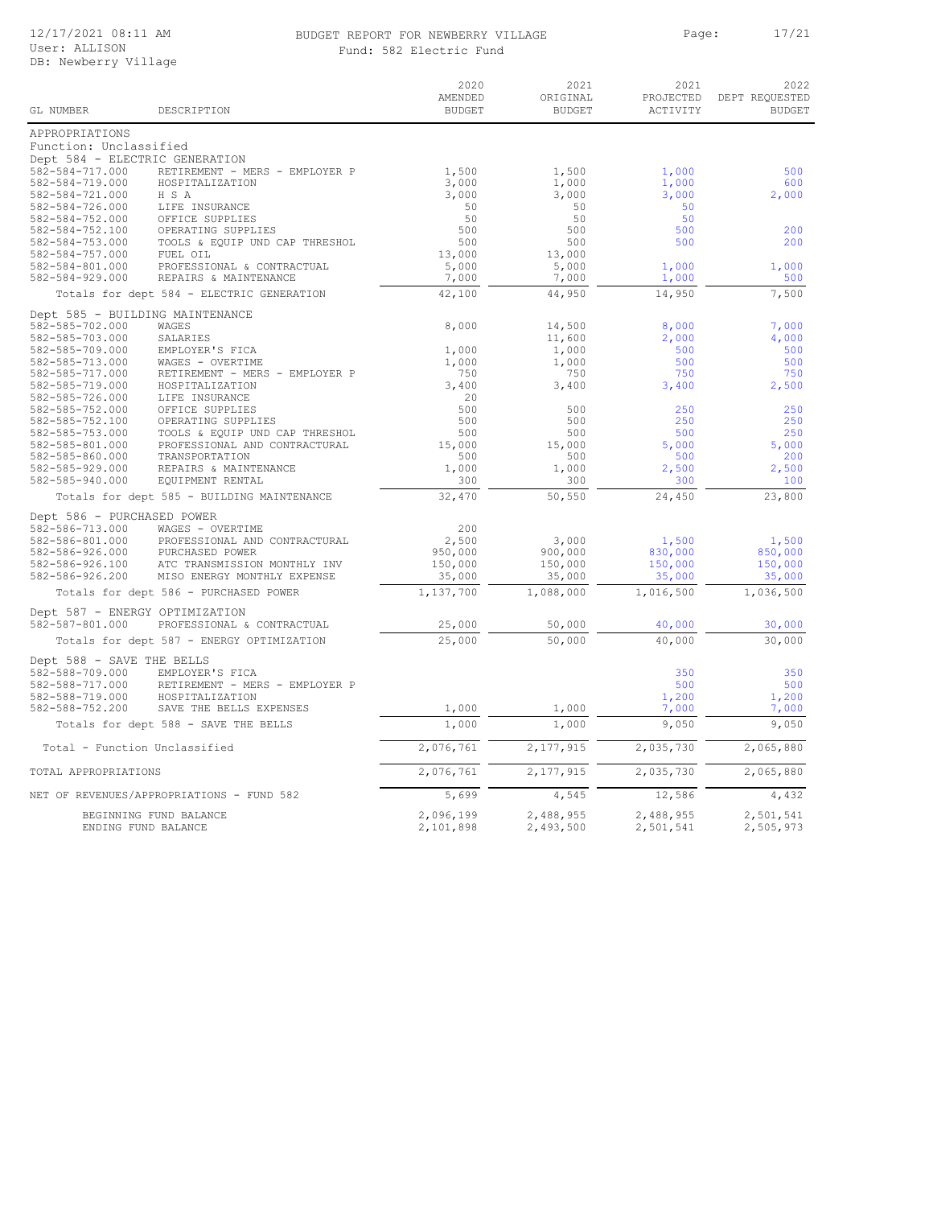BUDGET REPORT FOR NEWBERRY VILLAGE

Fund: 582 Electric Fund

| GL NUMBER | DESCRIPTION | 2020 AMENDED BUDGET | 2021 ORIGINAL BUDGET | 2021 PROJECTED ACTIVITY | 2022 DEPT REQUESTED BUDGET |
|---|---|---|---|---|---|
| APPROPRIATIONS | | | | | |
| Function: Unclassified | | | | | |
| Dept 584 - ELECTRIC GENERATION | | | | | |
| 582-584-717.000 | RETIREMENT - MERS - EMPLOYER P | 1,500 | 1,500 | 1,000 | 500 |
| 582-584-719.000 | HOSPITALIZATION | 3,000 | 1,000 | 1,000 | 600 |
| 582-584-721.000 | H S A | 3,000 | 3,000 | 3,000 | 2,000 |
| 582-584-726.000 | LIFE INSURANCE | 50 | 50 | 50 | |
| 582-584-752.000 | OFFICE SUPPLIES | 50 | 50 | 50 | |
| 582-584-752.100 | OPERATING SUPPLIES | 500 | 500 | 500 | 200 |
| 582-584-753.000 | TOOLS & EQUIP UND CAP THRESHOL | 500 | 500 | 500 | 200 |
| 582-584-757.000 | FUEL OIL | 13,000 | 13,000 | | |
| 582-584-801.000 | PROFESSIONAL & CONTRACTUAL | 5,000 | 5,000 | 1,000 | 1,000 |
| 582-584-929.000 | REPAIRS & MAINTENANCE | 7,000 | 7,000 | 1,000 | 500 |
| | Totals for dept 584 - ELECTRIC GENERATION | 42,100 | 44,950 | 14,950 | 7,500 |
| Dept 585 - BUILDING MAINTENANCE | | | | | |
| 582-585-702.000 | WAGES | 8,000 | 14,500 | 8,000 | 7,000 |
| 582-585-703.000 | SALARIES | | 11,600 | 2,000 | 4,000 |
| 582-585-709.000 | EMPLOYER'S FICA | 1,000 | 1,000 | 500 | 500 |
| 582-585-713.000 | WAGES - OVERTIME | 1,000 | 1,000 | 500 | 500 |
| 582-585-717.000 | RETIREMENT - MERS - EMPLOYER P | 750 | 750 | 750 | 750 |
| 582-585-719.000 | HOSPITALIZATION | 3,400 | 3,400 | 3,400 | 2,500 |
| 582-585-726.000 | LIFE INSURANCE | 20 | | | |
| 582-585-752.000 | OFFICE SUPPLIES | 500 | 500 | 250 | 250 |
| 582-585-752.100 | OPERATING SUPPLIES | 500 | 500 | 250 | 250 |
| 582-585-753.000 | TOOLS & EQUIP UND CAP THRESHOL | 500 | 500 | 250 | 250 |
| 582-585-801.000 | PROFESSIONAL AND CONTRACTURAL | 15,000 | 15,000 | 5,000 | 5,000 |
| 582-585-860.000 | TRANSPORTATION | 500 | 500 | 500 | 200 |
| 582-585-929.000 | REPAIRS & MAINTENANCE | 1,000 | 1,000 | 2,500 | 2,500 |
| 582-585-940.000 | EQUIPMENT RENTAL | 300 | 300 | 300 | 100 |
| | Totals for dept 585 - BUILDING MAINTENANCE | 32,470 | 50,550 | 24,450 | 23,800 |
| Dept 586 - PURCHASED POWER | | | | | |
| 582-586-713.000 | WAGES - OVERTIME | 200 | | | |
| 582-586-801.000 | PROFESSIONAL AND CONTRACTURAL | 2,500 | 3,000 | 1,500 | 1,500 |
| 582-586-926.000 | PURCHASED POWER | 950,000 | 900,000 | 830,000 | 850,000 |
| 582-586-926.100 | ATC TRANSMISSION MONTHLY INV | 150,000 | 150,000 | 150,000 | 150,000 |
| 582-586-926.200 | MISO ENERGY MONTHLY EXPENSE | 35,000 | 35,000 | 35,000 | 35,000 |
| | Totals for dept 586 - PURCHASED POWER | 1,137,700 | 1,088,000 | 1,016,500 | 1,036,500 |
| Dept 587 - ENERGY OPTIMIZATION | | | | | |
| 582-587-801.000 | PROFESSIONAL & CONTRACTUAL | 25,000 | 50,000 | 40,000 | 30,000 |
| | Totals for dept 587 - ENERGY OPTIMIZATION | 25,000 | 50,000 | 40,000 | 30,000 |
| Dept 588 - SAVE THE BELLS | | | | | |
| 582-588-709.000 | EMPLOYER'S FICA | | | 350 | 350 |
| 582-588-717.000 | RETIREMENT - MERS - EMPLOYER P | | | 500 | 500 |
| 582-588-719.000 | HOSPITALIZATION | | | 1,200 | 1,200 |
| 582-588-752.200 | SAVE THE BELLS EXPENSES | 1,000 | 1,000 | 7,000 | 7,000 |
| | Totals for dept 588 - SAVE THE BELLS | 1,000 | 1,000 | 9,050 | 9,050 |
| Total - Function Unclassified | | 2,076,761 | 2,177,915 | 2,035,730 | 2,065,880 |
| TOTAL APPROPRIATIONS | | 2,076,761 | 2,177,915 | 2,035,730 | 2,065,880 |
| NET OF REVENUES/APPROPRIATIONS - FUND 582 | | 5,699 | 4,545 | 12,586 | 4,432 |
| | BEGINNING FUND BALANCE | 2,096,199 | 2,488,955 | 2,488,955 | 2,501,541 |
| | ENDING FUND BALANCE | 2,101,898 | 2,493,500 | 2,501,541 | 2,505,973 |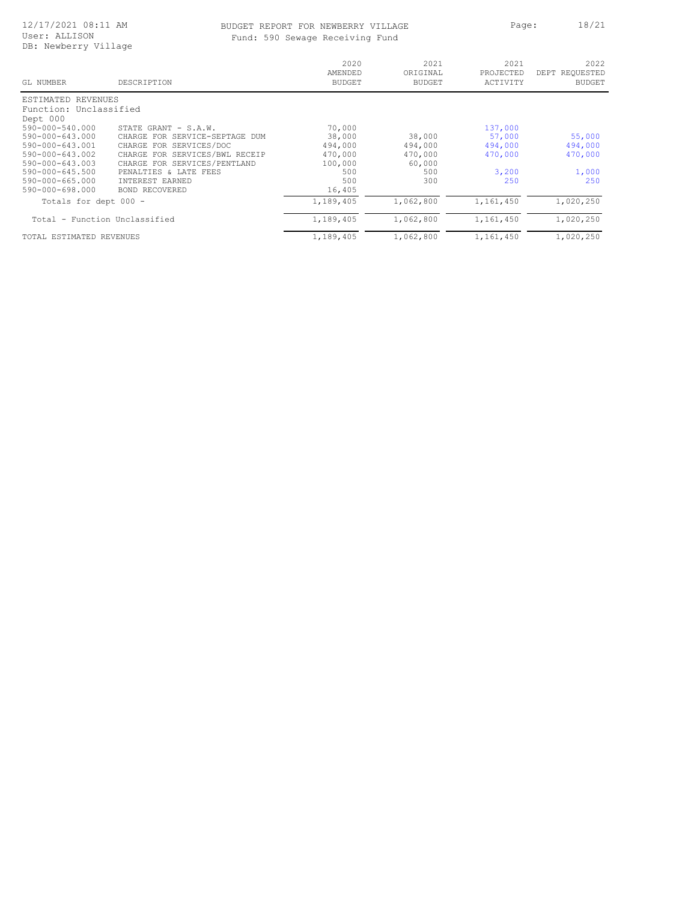# BUDGET REPORT FOR NEWBERRY VILLAGE

Fund: 590 Sewage Receiving Fund

| GL NUMBER | DESCRIPTION | 2020 AMENDED BUDGET | 2021 ORIGINAL BUDGET | 2021 PROJECTED ACTIVITY | 2022 DEPT REQUESTED BUDGET |
|---|---|---|---|---|---|
| ESTIMATED REVENUES | | | | | |
| Function: Unclassified | | | | | |
| Dept 000 | | | | | |
| 590-000-540.000 | STATE GRANT - S.A.W. | 70,000 | | 137,000 | |
| 590-000-643.000 | CHARGE FOR SERVICE-SEPTAGE DUM | 38,000 | 38,000 | 57,000 | 55,000 |
| 590-000-643.001 | CHARGE FOR SERVICES/DOC | 494,000 | 494,000 | 494,000 | 494,000 |
| 590-000-643.002 | CHARGE FOR SERVICES/BWL RECEIP | 470,000 | 470,000 | 470,000 | 470,000 |
| 590-000-643.003 | CHARGE FOR SERVICES/PENTLAND | 100,000 | 60,000 | | |
| 590-000-645.500 | PENALTIES & LATE FEES | 500 | 500 | 3,200 | 1,000 |
| 590-000-665.000 | INTEREST EARNED | 500 | 300 | 250 | 250 |
| 590-000-698.000 | BOND RECOVERED | 16,405 | | | |
| Totals for dept 000 - | | 1,189,405 | 1,062,800 | 1,161,450 | 1,020,250 |
| Total - Function Unclassified | | 1,189,405 | 1,062,800 | 1,161,450 | 1,020,250 |
| TOTAL ESTIMATED REVENUES | | 1,189,405 | 1,062,800 | 1,161,450 | 1,020,250 |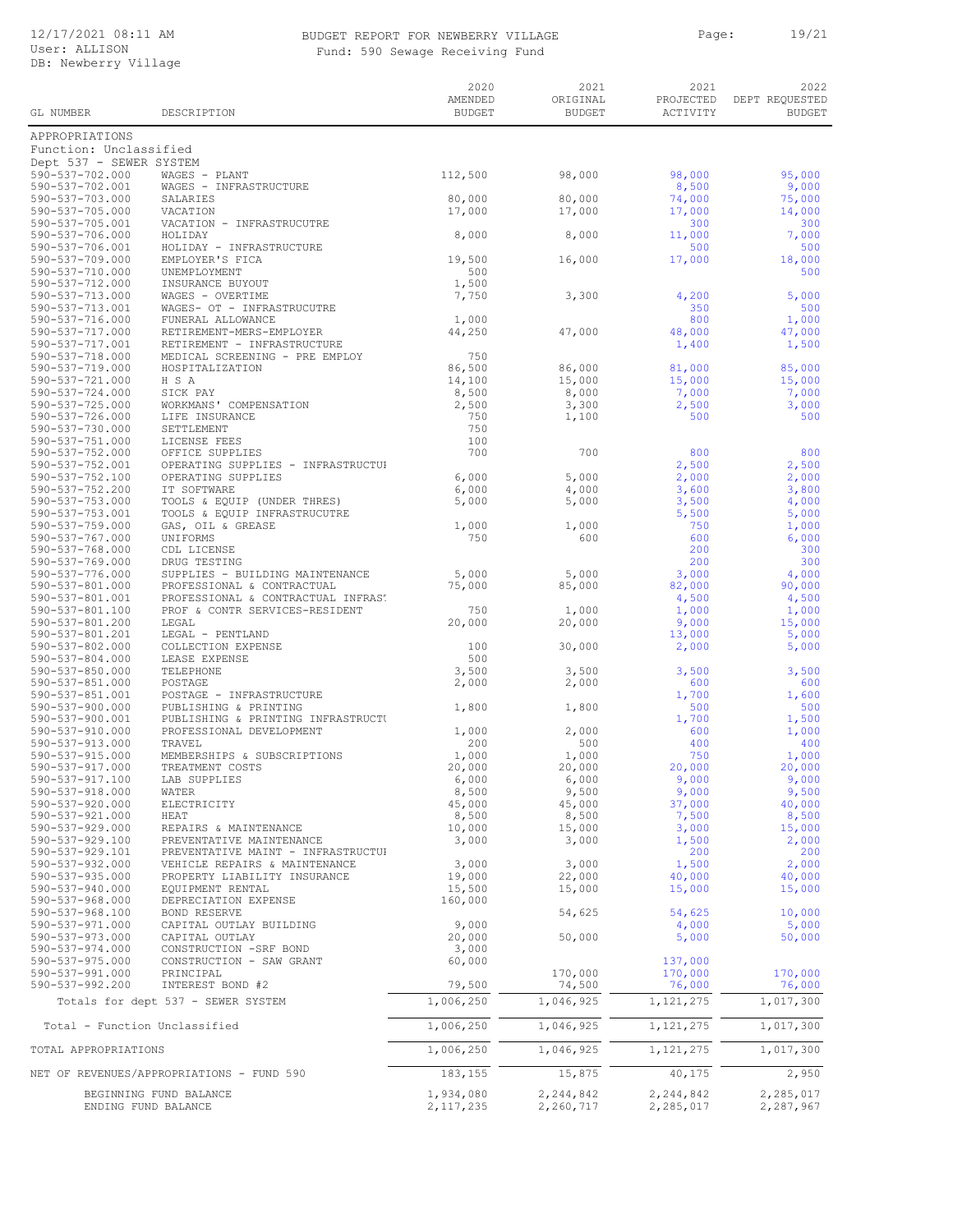# BUDGET REPORT FOR NEWBERRY VILLAGE

Fund: 590 Sewage Receiving Fund

| GL NUMBER | DESCRIPTION | 2020 AMENDED BUDGET | 2021 ORIGINAL BUDGET | 2021 PROJECTED ACTIVITY | 2022 DEPT REQUESTED BUDGET |
|---|---|---|---|---|---|
| APPROPRIATIONS | | | | | |
| Function: Unclassified | | | | | |
| Dept 537 - SEWER SYSTEM | | | | | |
| 590-537-702.000 | WAGES - PLANT | 112,500 | 98,000 | 98,000 | 95,000 |
| 590-537-702.001 | WAGES - INFRASTRUCTURE | | | 8,500 | 9,000 |
| 590-537-703.000 | SALARIES | 80,000 | 80,000 | 74,000 | 75,000 |
| 590-537-705.000 | VACATION | 17,000 | 17,000 | 17,000 | 14,000 |
| 590-537-705.001 | VACATION - INFRASTRUCUTRE | | | 300 | 300 |
| 590-537-706.000 | HOLIDAY | 8,000 | 8,000 | 11,000 | 7,000 |
| 590-537-706.001 | HOLIDAY - INFRASTRUCTURE | | | 500 | 500 |
| 590-537-709.000 | EMPLOYER'S FICA | 19,500 | 16,000 | 17,000 | 18,000 |
| 590-537-710.000 | UNEMPLOYMENT | 500 | | | 500 |
| 590-537-712.000 | INSURANCE BUYOUT | 1,500 | | | |
| 590-537-713.000 | WAGES - OVERTIME | 7,750 | 3,300 | 4,200 | 5,000 |
| 590-537-713.001 | WAGES- OT - INFRASTRUCUTRE | | | 350 | 500 |
| 590-537-716.000 | FUNERAL ALLOWANCE | 1,000 | | 800 | 1,000 |
| 590-537-717.000 | RETIREMENT-MERS-EMPLOYER | 44,250 | 47,000 | 48,000 | 47,000 |
| 590-537-717.001 | RETIREMENT - INFRASTRUCTURE | | | 1,400 | 1,500 |
| 590-537-718.000 | MEDICAL SCREENING - PRE EMPLOY | 750 | | | |
| 590-537-719.000 | HOSPITALIZATION | 86,500 | 86,000 | 81,000 | 85,000 |
| 590-537-721.000 | H S A | 14,100 | 15,000 | 15,000 | 15,000 |
| 590-537-724.000 | SICK PAY | 8,500 | 8,000 | 7,000 | 7,000 |
| 590-537-725.000 | WORKMANS' COMPENSATION | 2,500 | 3,300 | 2,500 | 3,000 |
| 590-537-726.000 | LIFE INSURANCE | 750 | 1,100 | 500 | 500 |
| 590-537-730.000 | SETTLEMENT | 750 | | | |
| 590-537-751.000 | LICENSE FEES | 100 | | | |
| 590-537-752.000 | OFFICE SUPPLIES | 700 | 700 | 800 | 800 |
| 590-537-752.001 | OPERATING SUPPLIES - INFRASTRUCTUI | | | 2,500 | 2,500 |
| 590-537-752.100 | OPERATING SUPPLIES | 6,000 | 5,000 | 2,000 | 2,000 |
| 590-537-752.200 | IT SOFTWARE | 6,000 | 4,000 | 3,600 | 3,800 |
| 590-537-753.000 | TOOLS & EQUIP (UNDER THRES) | 5,000 | 5,000 | 3,500 | 4,000 |
| 590-537-753.001 | TOOLS & EQUIP INFRASTRUCUTRE | | | 5,500 | 5,000 |
| 590-537-759.000 | GAS, OIL & GREASE | 1,000 | 1,000 | 750 | 1,000 |
| 590-537-767.000 | UNIFORMS | 750 | 600 | 600 | 6,000 |
| 590-537-768.000 | CDL LICENSE | | | 200 | 300 |
| 590-537-769.000 | DRUG TESTING | | | 200 | 300 |
| 590-537-776.000 | SUPPLIES - BUILDING MAINTENANCE | 5,000 | 5,000 | 3,000 | 4,000 |
| 590-537-801.000 | PROFESSIONAL & CONTRACTUAL | 75,000 | 85,000 | 82,000 | 90,000 |
| 590-537-801.001 | PROFESSIONAL & CONTRACTUAL INFRAS' | | | 4,500 | 4,500 |
| 590-537-801.100 | PROF & CONTR SERVICES-RESIDENT | 750 | 1,000 | 1,000 | 1,000 |
| 590-537-801.200 | LEGAL | 20,000 | 20,000 | 9,000 | 15,000 |
| 590-537-801.201 | LEGAL - PENTLAND | | | 13,000 | 5,000 |
| 590-537-802.000 | COLLECTION EXPENSE | 100 | 30,000 | 2,000 | 5,000 |
| 590-537-804.000 | LEASE EXPENSE | 500 | | | |
| 590-537-850.000 | TELEPHONE | 3,500 | 3,500 | 3,500 | 3,500 |
| 590-537-851.000 | POSTAGE | 2,000 | 2,000 | 600 | 600 |
| 590-537-851.001 | POSTAGE - INFRASTRUCTURE | | | 1,700 | 1,600 |
| 590-537-900.000 | PUBLISHING & PRINTING | 1,800 | 1,800 | 500 | 500 |
| 590-537-900.001 | PUBLISHING & PRINTING INFRASTRUCTU | | | 1,700 | 1,500 |
| 590-537-910.000 | PROFESSIONAL DEVELOPMENT | 1,000 | 2,000 | 600 | 1,000 |
| 590-537-913.000 | TRAVEL | 200 | 500 | 400 | 400 |
| 590-537-915.000 | MEMBERSHIPS & SUBSCRIPTIONS | 1,000 | 1,000 | 750 | 1,000 |
| 590-537-917.000 | TREATMENT COSTS | 20,000 | 20,000 | 20,000 | 20,000 |
| 590-537-917.100 | LAB SUPPLIES | 6,000 | 6,000 | 9,000 | 9,000 |
| 590-537-918.000 | WATER | 8,500 | 9,500 | 9,000 | 9,500 |
| 590-537-920.000 | ELECTRICITY | 45,000 | 45,000 | 37,000 | 40,000 |
| 590-537-921.000 | HEAT | 8,500 | 8,500 | 7,500 | 8,500 |
| 590-537-929.000 | REPAIRS & MAINTENANCE | 10,000 | 15,000 | 3,000 | 15,000 |
| 590-537-929.100 | PREVENTATIVE MAINTENANCE | 3,000 | 3,000 | 1,500 | 2,000 |
| 590-537-929.101 | PREVENTATIVE MAINT - INFRASTRUCTUI | | | 200 | 200 |
| 590-537-932.000 | VEHICLE REPAIRS & MAINTENANCE | 3,000 | 3,000 | 1,500 | 2,000 |
| 590-537-935.000 | PROPERTY LIABILITY INSURANCE | 19,000 | 22,000 | 40,000 | 40,000 |
| 590-537-940.000 | EQUIPMENT RENTAL | 15,500 | 15,000 | 15,000 | 15,000 |
| 590-537-968.000 | DEPRECIATION EXPENSE | 160,000 | | | |
| 590-537-968.100 | BOND RESERVE | | 54,625 | 54,625 | 10,000 |
| 590-537-971.000 | CAPITAL OUTLAY BUILDING | 9,000 | | 4,000 | 5,000 |
| 590-537-973.000 | CAPITAL OUTLAY | 20,000 | 50,000 | 5,000 | 50,000 |
| 590-537-974.000 | CONSTRUCTION -SRF BOND | 3,000 | | | |
| 590-537-975.000 | CONSTRUCTION - SAW GRANT | 60,000 | | 137,000 | |
| 590-537-991.000 | PRINCIPAL | | 170,000 | 170,000 | 170,000 |
| 590-537-992.200 | INTEREST BOND #2 | 79,500 | 74,500 | 76,000 | 76,000 |
| Totals for dept 537 - SEWER SYSTEM | | 1,006,250 | 1,046,925 | 1,121,275 | 1,017,300 |
| Total - Function Unclassified | | 1,006,250 | 1,046,925 | 1,121,275 | 1,017,300 |
| TOTAL APPROPRIATIONS | | 1,006,250 | 1,046,925 | 1,121,275 | 1,017,300 |
| NET OF REVENUES/APPROPRIATIONS - FUND 590 | | 183,155 | 15,875 | 40,175 | 2,950 |
| BEGINNING FUND BALANCE | | 1,934,080 | 2,244,842 | 2,244,842 | 2,285,017 |
| ENDING FUND BALANCE | | 2,117,235 | 2,260,717 | 2,285,017 | 2,287,967 |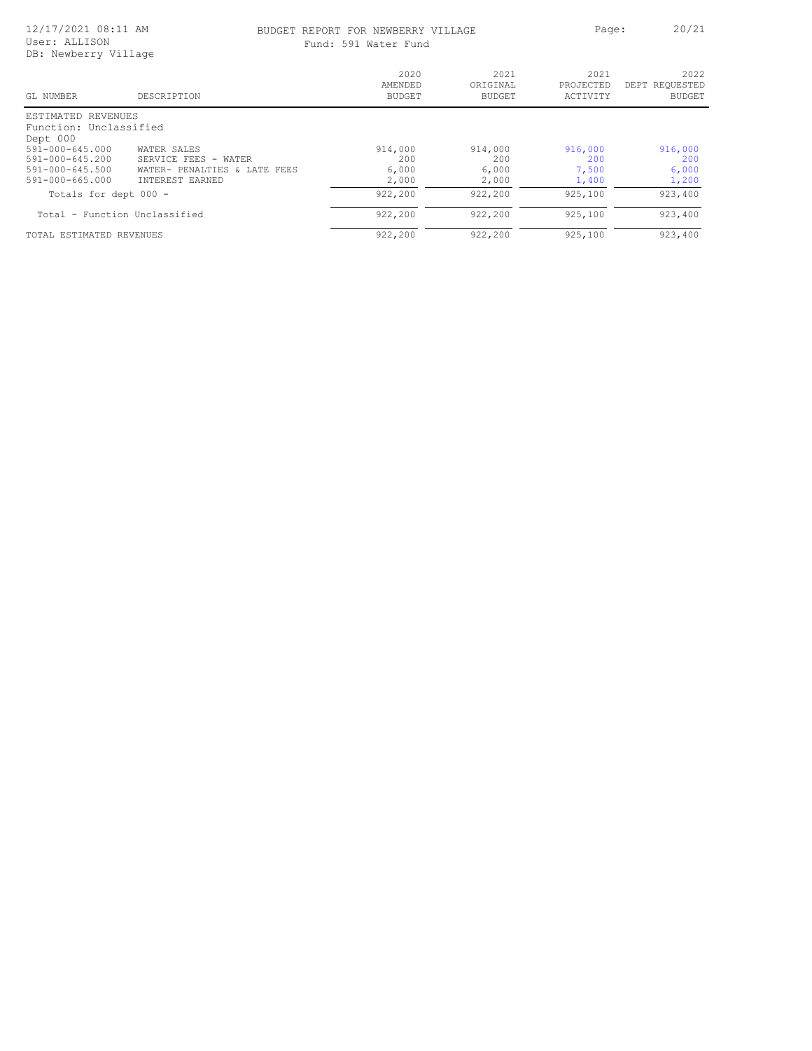BUDGET REPORT FOR NEWBERRY VILLAGE

Fund: 591 Water Fund

12/17/2021 08:11 AM
User: ALLISON
DB: Newberry Village

| GL NUMBER | DESCRIPTION | 2020 AMENDED BUDGET | 2021 ORIGINAL BUDGET | 2021 PROJECTED ACTIVITY | 2022 DEPT REQUESTED BUDGET |
|---|---|---|---|---|---|
| ESTIMATED REVENUES | | | | | |
| Function: Unclassified | | | | | |
| Dept 000 | | | | | |
| 591-000-645.000 | WATER SALES | 914,000 | 914,000 | 916,000 | 916,000 |
| 591-000-645.200 | SERVICE FEES - WATER | 200 | 200 | 200 | 200 |
| 591-000-645.500 | WATER- PENALTIES & LATE FEES | 6,000 | 6,000 | 7,500 | 6,000 |
| 591-000-665.000 | INTEREST EARNED | 2,000 | 2,000 | 1,400 | 1,200 |
| Totals for dept 000 - | | 922,200 | 922,200 | 925,100 | 923,400 |
| Total - Function Unclassified | | 922,200 | 922,200 | 925,100 | 923,400 |
| TOTAL ESTIMATED REVENUES | | 922,200 | 922,200 | 925,100 | 923,400 |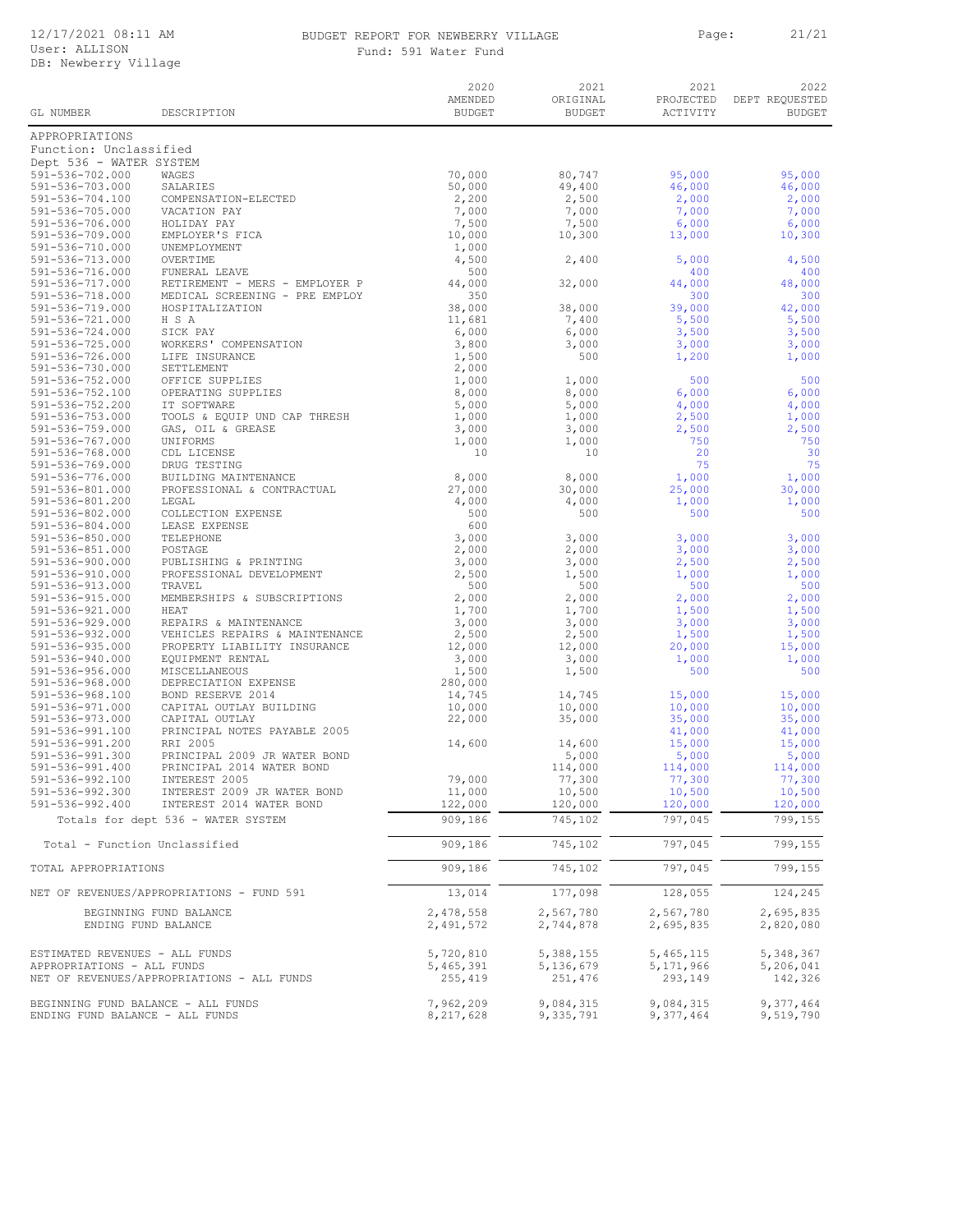BUDGET REPORT FOR NEWBERRY VILLAGE

Fund: 591 Water Fund

| GL NUMBER | DESCRIPTION | 2020 AMENDED BUDGET | 2021 ORIGINAL BUDGET | 2021 PROJECTED ACTIVITY | 2022 DEPT REQUESTED BUDGET |
|---|---|---|---|---|---|
| APPROPRIATIONS | | | | | |
| Function: Unclassified | | | | | |
| Dept 536 - WATER SYSTEM | | | | | |
| 591-536-702.000 | WAGES | 70,000 | 80,747 | 95,000 | 95,000 |
| 591-536-703.000 | SALARIES | 50,000 | 49,400 | 46,000 | 46,000 |
| 591-536-704.100 | COMPENSATION-ELECTED | 2,200 | 2,500 | 2,000 | 2,000 |
| 591-536-705.000 | VACATION PAY | 7,000 | 7,000 | 7,000 | 7,000 |
| 591-536-706.000 | HOLIDAY PAY | 7,500 | 7,500 | 6,000 | 6,000 |
| 591-536-709.000 | EMPLOYER'S FICA | 10,000 | 10,300 | 13,000 | 10,300 |
| 591-536-710.000 | UNEMPLOYMENT | 1,000 | | | |
| 591-536-713.000 | OVERTIME | 4,500 | 2,400 | 5,000 | 4,500 |
| 591-536-716.000 | FUNERAL LEAVE | 500 | | 400 | 400 |
| 591-536-717.000 | RETIREMENT - MERS - EMPLOYER P | 44,000 | 32,000 | 44,000 | 48,000 |
| 591-536-718.000 | MEDICAL SCREENING - PRE EMPLOY | 350 | | 300 | 300 |
| 591-536-719.000 | HOSPITALIZATION | 38,000 | 38,000 | 39,000 | 42,000 |
| 591-536-721.000 | H S A | 11,681 | 7,400 | 5,500 | 5,500 |
| 591-536-724.000 | SICK PAY | 6,000 | 6,000 | 3,500 | 3,500 |
| 591-536-725.000 | WORKERS' COMPENSATION | 3,800 | 3,000 | 3,000 | 3,000 |
| 591-536-726.000 | LIFE INSURANCE | 1,500 | 500 | 1,200 | 1,000 |
| 591-536-730.000 | SETTLEMENT | 2,000 | | | |
| 591-536-752.000 | OFFICE SUPPLIES | 1,000 | 1,000 | 500 | 500 |
| 591-536-752.100 | OPERATING SUPPLIES | 8,000 | 8,000 | 6,000 | 6,000 |
| 591-536-752.200 | IT SOFTWARE | 5,000 | 5,000 | 4,000 | 4,000 |
| 591-536-753.000 | TOOLS & EQUIP UND CAP THRESH | 1,000 | 1,000 | 2,500 | 1,000 |
| 591-536-759.000 | GAS, OIL & GREASE | 3,000 | 3,000 | 2,500 | 2,500 |
| 591-536-767.000 | UNIFORMS | 1,000 | 1,000 | 750 | 750 |
| 591-536-768.000 | CDL LICENSE | 10 | 10 | 20 | 30 |
| 591-536-769.000 | DRUG TESTING | | | 75 | 75 |
| 591-536-776.000 | BUILDING MAINTENANCE | 8,000 | 8,000 | 1,000 | 1,000 |
| 591-536-801.000 | PROFESSIONAL & CONTRACTUAL | 27,000 | 30,000 | 25,000 | 30,000 |
| 591-536-801.200 | LEGAL | 4,000 | 4,000 | 1,000 | 1,000 |
| 591-536-802.000 | COLLECTION EXPENSE | 500 | 500 | 500 | 500 |
| 591-536-804.000 | LEASE EXPENSE | 600 | | | |
| 591-536-850.000 | TELEPHONE | 3,000 | 3,000 | 3,000 | 3,000 |
| 591-536-851.000 | POSTAGE | 2,000 | 2,000 | 3,000 | 3,000 |
| 591-536-900.000 | PUBLISHING & PRINTING | 3,000 | 3,000 | 2,500 | 2,500 |
| 591-536-910.000 | PROFESSIONAL DEVELOPMENT | 2,500 | 1,500 | 1,000 | 1,000 |
| 591-536-913.000 | TRAVEL | 500 | 500 | 500 | 500 |
| 591-536-915.000 | MEMBERSHIPS & SUBSCRIPTIONS | 2,000 | 2,000 | 2,000 | 2,000 |
| 591-536-921.000 | HEAT | 1,700 | 1,700 | 1,500 | 1,500 |
| 591-536-929.000 | REPAIRS & MAINTENANCE | 3,000 | 3,000 | 3,000 | 3,000 |
| 591-536-932.000 | VEHICLES REPAIRS & MAINTENANCE | 2,500 | 2,500 | 1,500 | 1,500 |
| 591-536-935.000 | PROPERTY LIABILITY INSURANCE | 12,000 | 12,000 | 20,000 | 15,000 |
| 591-536-940.000 | EQUIPMENT RENTAL | 3,000 | 3,000 | 1,000 | 1,000 |
| 591-536-956.000 | MISCELLANEOUS | 1,500 | 1,500 | 500 | 500 |
| 591-536-968.000 | DEPRECIATION EXPENSE | 280,000 | | | |
| 591-536-968.100 | BOND RESERVE 2014 | 14,745 | 14,745 | 15,000 | 15,000 |
| 591-536-971.000 | CAPITAL OUTLAY BUILDING | 10,000 | 10,000 | 10,000 | 10,000 |
| 591-536-973.000 | CAPITAL OUTLAY | 22,000 | 35,000 | 35,000 | 35,000 |
| 591-536-991.100 | PRINCIPAL NOTES PAYABLE 2005 | | | 41,000 | 41,000 |
| 591-536-991.200 | RRI 2005 | 14,600 | 14,600 | 15,000 | 15,000 |
| 591-536-991.300 | PRINCIPAL 2009 JR WATER BOND | | 5,000 | 5,000 | 5,000 |
| 591-536-991.400 | PRINCIPAL 2014 WATER BOND | | 114,000 | 114,000 | 114,000 |
| 591-536-992.100 | INTEREST 2005 | 79,000 | 77,300 | 77,300 | 77,300 |
| 591-536-992.300 | INTEREST 2009 JR WATER BOND | 11,000 | 10,500 | 10,500 | 10,500 |
| 591-536-992.400 | INTEREST 2014 WATER BOND | 122,000 | 120,000 | 120,000 | 120,000 |
| Totals for dept 536 - WATER SYSTEM | | 909,186 | 745,102 | 797,045 | 799,155 |
| Total - Function Unclassified | | 909,186 | 745,102 | 797,045 | 799,155 |
| TOTAL APPROPRIATIONS | | 909,186 | 745,102 | 797,045 | 799,155 |
| NET OF REVENUES/APPROPRIATIONS - FUND 591 | | 13,014 | 177,098 | 128,055 | 124,245 |
| BEGINNING FUND BALANCE | | 2,478,558 | 2,567,780 | 2,567,780 | 2,695,835 |
| ENDING FUND BALANCE | | 2,491,572 | 2,744,878 | 2,695,835 | 2,820,080 |
| ESTIMATED REVENUES - ALL FUNDS | | 5,720,810 | 5,388,155 | 5,465,115 | 5,348,367 |
| APPROPRIATIONS - ALL FUNDS | | 5,465,391 | 5,136,679 | 5,171,966 | 5,206,041 |
| NET OF REVENUES/APPROPRIATIONS - ALL FUNDS | | 255,419 | 251,476 | 293,149 | 142,326 |
| BEGINNING FUND BALANCE - ALL FUNDS | | 7,962,209 | 9,084,315 | 9,084,315 | 9,377,464 |
| ENDING FUND BALANCE - ALL FUNDS | | 8,217,628 | 9,335,791 | 9,377,464 | 9,519,790 |